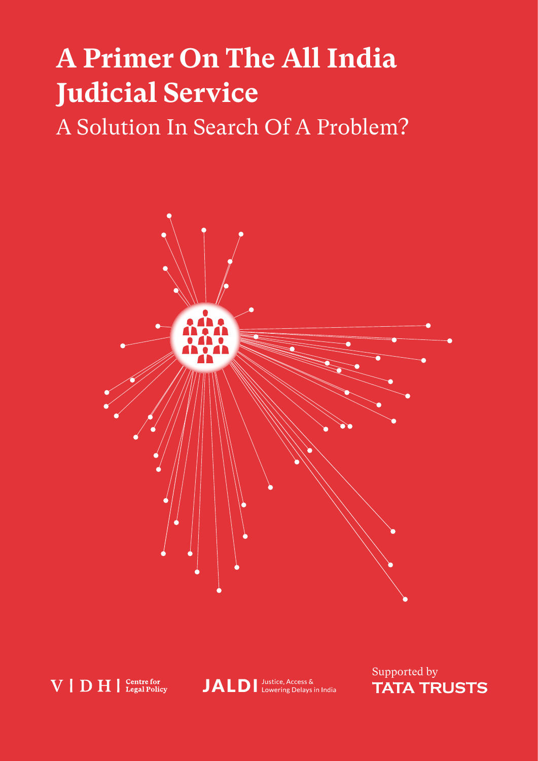# A Primer On The All India Judicial Service

## A Solution In Search Of A Problem?

VIDHI Centre for Legal Policy

JALDI Justice, Access & Lowering Delays in India

Supported by TATA TRUSTS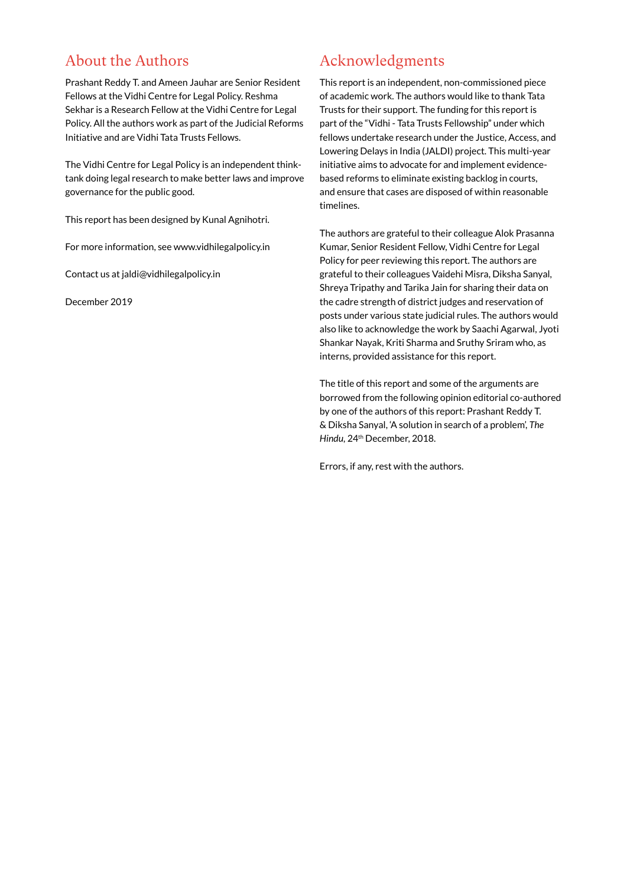## About the Authors

Prashant Reddy T. and Ameen Jauhar are Senior Resident Fellows at the Vidhi Centre for Legal Policy. Reshma Sekhar is a Research Fellow at the Vidhi Centre for Legal Policy. All the authors work as part of the Judicial Reforms Initiative and are Vidhi Tata Trusts Fellows.

The Vidhi Centre for Legal Policy is an independent think-tank doing legal research to make better laws and improve governance for the public good.

This report has been designed by Kunal Agnihotri.

For more information, see www.vidhilegalpolicy.in

Contact us at jaldi@vidhilegalpolicy.in

December 2019

## Acknowledgments

This report is an independent, non-commissioned piece of academic work. The authors would like to thank Tata Trusts for their support. The funding for this report is part of the "Vidhi - Tata Trusts Fellowship" under which fellows undertake research under the Justice, Access, and Lowering Delays in India (JALDI) project. This multi-year initiative aims to advocate for and implement evidence-based reforms to eliminate existing backlog in courts, and ensure that cases are disposed of within reasonable timelines.

The authors are grateful to their colleague Alok Prasanna Kumar, Senior Resident Fellow, Vidhi Centre for Legal Policy for peer reviewing this report. The authors are grateful to their colleagues Vaidehi Misra, Diksha Sanyal, Shreya Tripathy and Tarika Jain for sharing their data on the cadre strength of district judges and reservation of posts under various state judicial rules. The authors would also like to acknowledge the work by Saachi Agarwal, Jyoti Shankar Nayak, Kriti Sharma and Sruthy Sriram who, as interns, provided assistance for this report.

The title of this report and some of the arguments are borrowed from the following opinion editorial co-authored by one of the authors of this report: Prashant Reddy T. & Diksha Sanyal, 'A solution in search of a problem', *The Hindu*, 24th December, 2018.

Errors, if any, rest with the authors.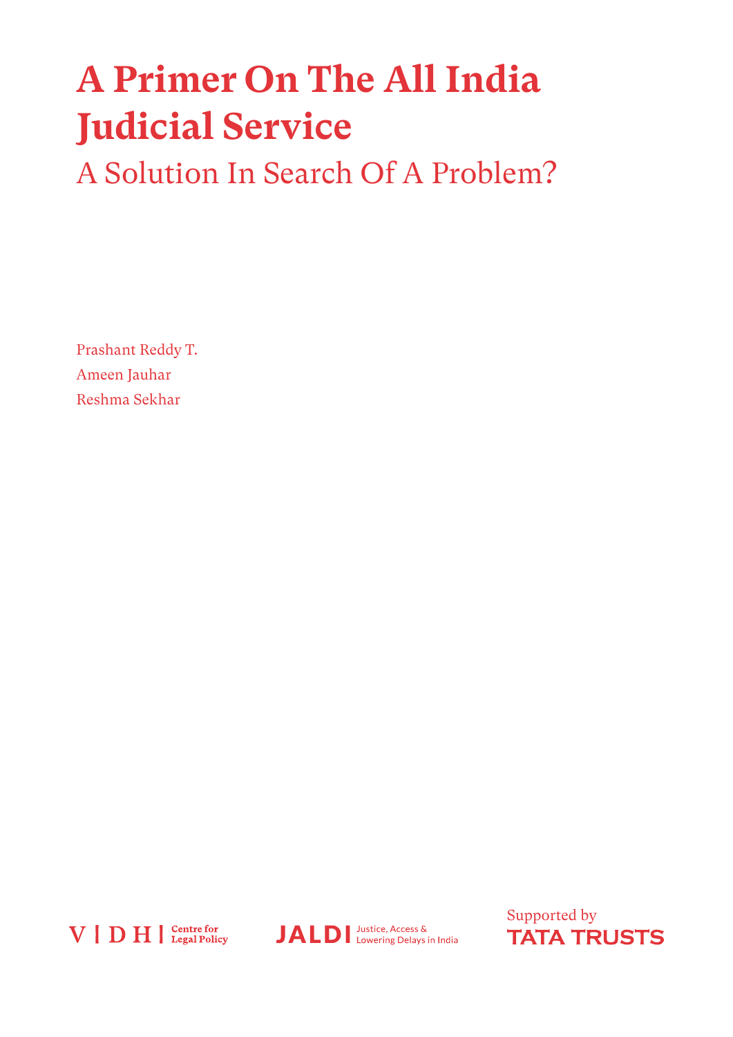# A Primer On The All India Judicial Service

## A Solution In Search Of A Problem?

Prashant Reddy T.

Ameen Jauhar

Reshma Sekhar

V I D H I Centre for Legal Policy

JALDI Justice, Access & Lowering Delays in India

Supported by TATA TRUSTS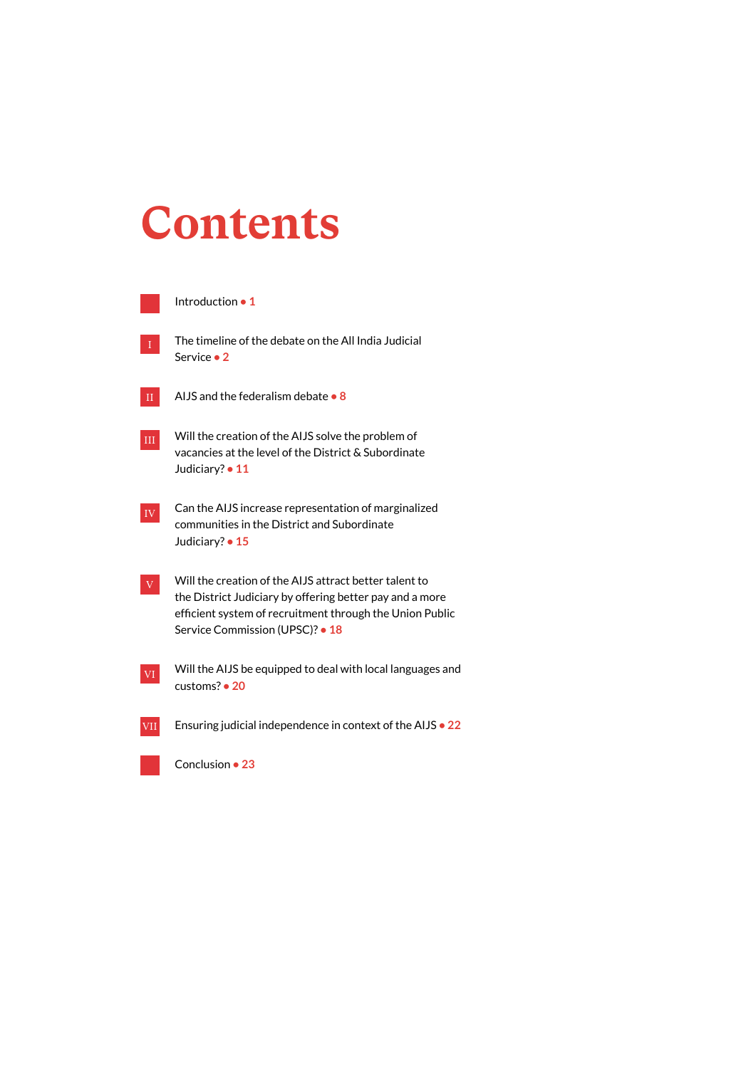# Contents

Introduction • 1

I The timeline of the debate on the All India Judicial Service • 2

II AIJS and the federalism debate • 8

III Will the creation of the AIJS solve the problem of vacancies at the level of the District & Subordinate Judiciary? • 11

IV Can the AIJS increase representation of marginalized communities in the District and Subordinate Judiciary? • 15

V Will the creation of the AIJS attract better talent to the District Judiciary by offering better pay and a more efficient system of recruitment through the Union Public Service Commission (UPSC)? • 18

VI Will the AIJS be equipped to deal with local languages and customs? • 20

VII Ensuring judicial independence in context of the AIJS • 22

Conclusion • 23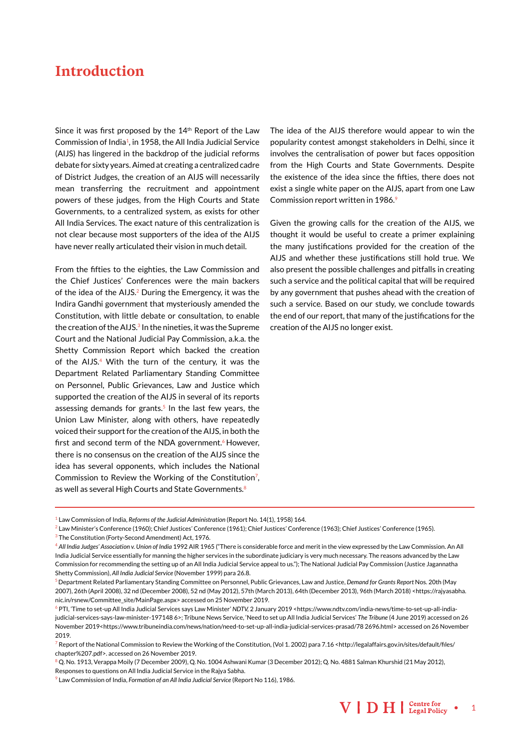# Introduction

Since it was first proposed by the 14th Report of the Law Commission of India[1], in 1958, the All India Judicial Service (AIJS) has lingered in the backdrop of the judicial reforms debate for sixty years. Aimed at creating a centralized cadre of District Judges, the creation of an AIJS will necessarily mean transferring the recruitment and appointment powers of these judges, from the High Courts and State Governments, to a centralized system, as exists for other All India Services. The exact nature of this centralization is not clear because most supporters of the idea of the AIJS have never really articulated their vision in much detail.

From the fifties to the eighties, the Law Commission and the Chief Justices' Conferences were the main backers of the idea of the AIJS.[2] During the Emergency, it was the Indira Gandhi government that mysteriously amended the Constitution, with little debate or consultation, to enable the creation of the AIJS.[3] In the nineties, it was the Supreme Court and the National Judicial Pay Commission, a.k.a. the Shetty Commission Report which backed the creation of the AIJS.[4] With the turn of the century, it was the Department Related Parliamentary Standing Committee on Personnel, Public Grievances, Law and Justice which supported the creation of the AIJS in several of its reports assessing demands for grants.[5] In the last few years, the Union Law Minister, along with others, have repeatedly voiced their support for the creation of the AIJS, in both the first and second term of the NDA government.[6] However, there is no consensus on the creation of the AIJS since the idea has several opponents, which includes the National Commission to Review the Working of the Constitution[7], as well as several High Courts and State Governments.[8]

The idea of the AIJS therefore would appear to win the popularity contest amongst stakeholders in Delhi, since it involves the centralisation of power but faces opposition from the High Courts and State Governments. Despite the existence of the idea since the fifties, there does not exist a single white paper on the AIJS, apart from one Law Commission report written in 1986.[9]

Given the growing calls for the creation of the AIJS, we thought it would be useful to create a primer explaining the many justifications provided for the creation of the AIJS and whether these justifications still hold true. We also present the possible challenges and pitfalls in creating such a service and the political capital that will be required by any government that pushes ahead with the creation of such a service. Based on our study, we conclude towards the end of our report, that many of the justifications for the creation of the AIJS no longer exist.

---

[1] Law Commission of India, *Reforms of the Judicial Administration* (Report No. 14(1), 1958) 164.

[2] Law Minister's Conference (1960); Chief Justices' Conference (1961); Chief Justices' Conference (1963); Chief Justices' Conference (1965).

[3] The Constitution (Forty-Second Amendment) Act, 1976.

[4] *All India Judges' Association v. Union of India* 1992 AIR 1965 ("There is considerable force and merit in the view expressed by the Law Commission. An All India Judicial Service essentially for manning the higher services in the subordinate judiciary is very much necessary. The reasons advanced by the Law Commission for recommending the setting up of an All India Judicial Service appeal to us."); The National Judicial Pay Commission (Justice Jagannatha Shetty Commission), *All India Judicial Service* (November 1999) para 26.8.

[5] Department Related Parliamentary Standing Committee on Personnel, Public Grievances, Law and Justice, *Demand for Grants Report* Nos. 20th (May 2007), 26th (April 2008), 32 nd (December 2008), 52 nd (May 2012), 57th (March 2013), 64th (December 2013), 96th (March 2018) <https://rajyasabha.nic.in/rsnew/Committee_site/MainPage.aspx> accessed on 25 November 2019.

[6] PTI, 'Time to set-up All India Judicial Services says Law Minister' *NDTV*, 2 January 2019 <https://www.ndtv.com/india-news/time-to-set-up-all-india-judicial-services-says-law-minister-197148 6>; Tribune News Service, 'Need to set up All India Judicial Services' *The Tribune* (4 June 2019) accessed on 26 November 2019<https://www.tribuneindia.com/news/nation/need-to-set-up-all-india-judicial-services-prasad/78 2696.html> accessed on 26 November 2019.

[7] Report of the National Commission to Review the Working of the Constitution, (Vol 1. 2002) para 7.16 <http://legalaffairs.gov.in/sites/default/files/chapter%207.pdf>. accessed on 26 November 2019.

[8] Q. No. 1913, Verappa Moily (7 December 2009), Q. No. 1004 Ashwani Kumar (3 December 2012); Q. No. 4881 Salman Khurshid (21 May 2012), Responses to questions on All India Judicial Service in the Rajya Sabha.

[9] Law Commission of India, *Formation of an All India Judicial Service* (Report No 116), 1986.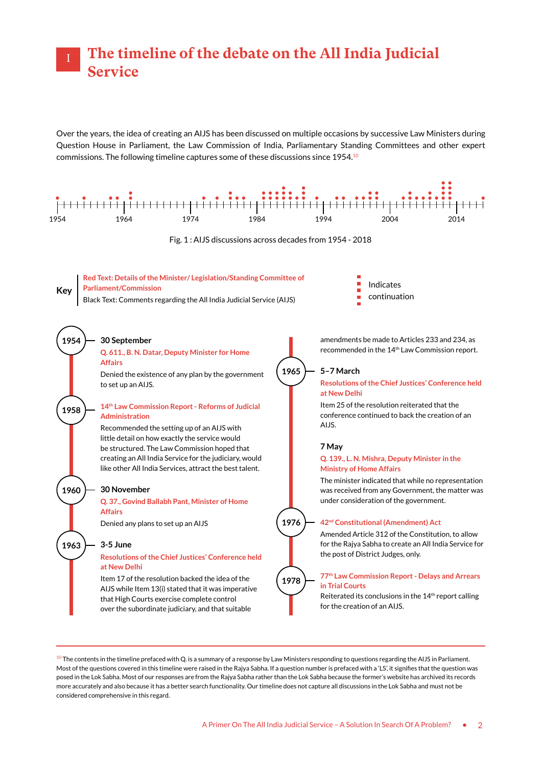# I The timeline of the debate on the All India Judicial Service

Over the years, the idea of creating an AIJS has been discussed on multiple occasions by successive Law Ministers during Question House in Parliament, the Law Commission of India, Parliamentary Standing Committees and other expert commissions. The following timeline captures some of these discussions since 1954.[10]

1954 1964 1974 1984 1994 2004 2014

Fig. 1 : AIJS discussions across decades from 1954 - 2018

**Key**
Red Text: Details of the Minister/ Legislation/Standing Committee of Parliament/Commission
Black Text: Comments regarding the All India Judicial Service (AIJS)

Indicates continuation

**1954**

**30 September**

Q. 611., B. N. Datar, Deputy Minister for Home Affairs

Denied the existence of any plan by the government to set up an AIJS.

**1958**

14th Law Commission Report - Reforms of Judicial Administration

Recommended the setting up of an AIJS with little detail on how exactly the service would be structured. The Law Commission hoped that creating an All India Service for the judiciary, would like other All India Services, attract the best talent.

**1960**

**30 November**

Q. 37., Govind Ballabh Pant, Minister of Home Affairs

Denied any plans to set up an AIJS

**1963**

**3-5 June**

Resolutions of the Chief Justices' Conference held at New Delhi

Item 17 of the resolution backed the idea of the AIJS while Item 13(i) stated that it was imperative that High Courts exercise complete control over the subordinate judiciary, and that suitable amendments be made to Articles 233 and 234, as recommended in the 14th Law Commission report.

**1965**

**5–7 March**

Resolutions of the Chief Justices' Conference held at New Delhi

Item 25 of the resolution reiterated that the conference continued to back the creation of an AIJS.

**7 May**

Q. 139., L. N. Mishra, Deputy Minister in the Ministry of Home Affairs

The minister indicated that while no representation was received from any Government, the matter was under consideration of the government.

**1976**

42nd Constitutional (Amendment) Act

Amended Article 312 of the Constitution, to allow for the Rajya Sabha to create an All India Service for the post of District Judges, only.

**1978**

77th Law Commission Report - Delays and Arrears in Trial Courts

Reiterated its conclusions in the 14th report calling for the creation of an AIJS.

---

[10] The contents in the timeline prefaced with Q. is a summary of a response by Law Ministers responding to questions regarding the AIJS in Parliament. Most of the questions covered in this timeline were raised in the Rajya Sabha. If a question number is prefaced with a 'LS', it signifies that the question was posed in the Lok Sabha. Most of our responses are from the Rajya Sabha rather than the Lok Sabha because the former's website has archived its records more accurately and also because it has a better search functionality. Our timeline does not capture all discussions in the Lok Sabha and must not be considered comprehensive in this regard.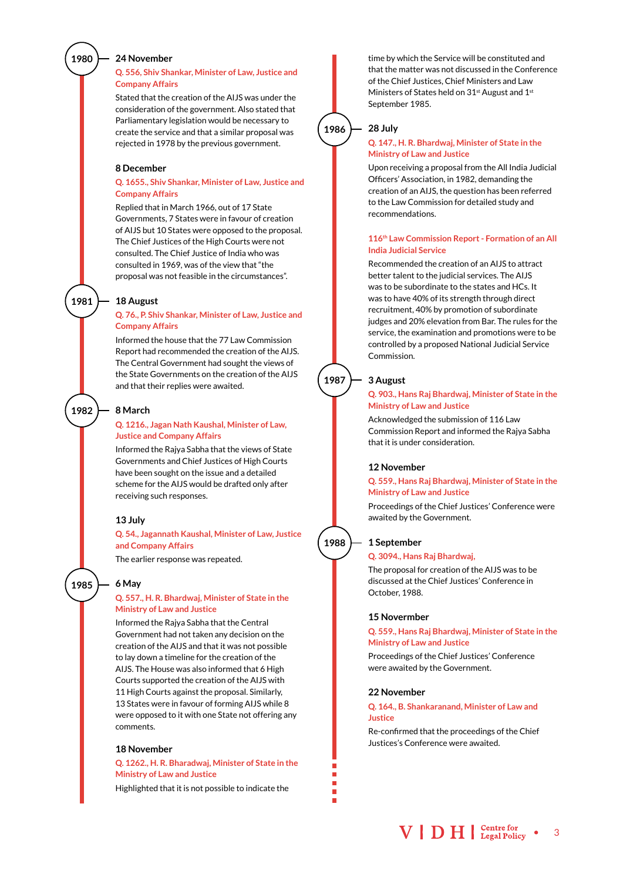## 1980

### 24 November

**Q. 556, Shiv Shankar, Minister of Law, Justice and Company Affairs**

Stated that the creation of the AIJS was under the consideration of the government. Also stated that Parliamentary legislation would be necessary to create the service and that a similar proposal was rejected in 1978 by the previous government.

### 8 December

**Q. 1655., Shiv Shankar, Minister of Law, Justice and Company Affairs**

Replied that in March 1966, out of 17 State Governments, 7 States were in favour of creation of AIJS but 10 States were opposed to the proposal. The Chief Justices of the High Courts were not consulted. The Chief Justice of India who was consulted in 1969, was of the view that "the proposal was not feasible in the circumstances".

## 1981

### 18 August

**Q. 76., P. Shiv Shankar, Minister of Law, Justice and Company Affairs**

Informed the house that the 77 Law Commission Report had recommended the creation of the AIJS. The Central Government had sought the views of the State Governments on the creation of the AIJS and that their replies were awaited.

## 1982

### 8 March

**Q. 1216., Jagan Nath Kaushal, Minister of Law, Justice and Company Affairs**

Informed the Rajya Sabha that the views of State Governments and Chief Justices of High Courts have been sought on the issue and a detailed scheme for the AIJS would be drafted only after receiving such responses.

### 13 July

**Q. 54., Jagannath Kaushal, Minister of Law, Justice and Company Affairs**

The earlier response was repeated.

## 1985

### 6 May

**Q. 557., H. R. Bhardwaj, Minister of State in the Ministry of Law and Justice**

Informed the Rajya Sabha that the Central Government had not taken any decision on the creation of the AIJS and that it was not possible to lay down a timeline for the creation of the AIJS. The House was also informed that 6 High Courts supported the creation of the AIJS with 11 High Courts against the proposal. Similarly, 13 States were in favour of forming AIJS while 8 were opposed to it with one State not offering any comments.

### 18 November

**Q. 1262., H. R. Bharadwaj, Minister of State in the Ministry of Law and Justice**

Highlighted that it is not possible to indicate the time by which the Service will be constituted and that the matter was not discussed in the Conference of the Chief Justices, Chief Ministers and Law Ministers of States held on 31st August and 1st September 1985.

## 1986

### 28 July

**Q. 147., H. R. Bhardwaj, Minister of State in the Ministry of Law and Justice**

Upon receiving a proposal from the All India Judicial Officers' Association, in 1982, demanding the creation of an AIJS, the question has been referred to the Law Commission for detailed study and recommendations.

**116th Law Commission Report - Formation of an All India Judicial Service**

Recommended the creation of an AIJS to attract better talent to the judicial services. The AIJS was to be subordinate to the states and HCs. It was to have 40% of its strength through direct recruitment, 40% by promotion of subordinate judges and 20% elevation from Bar. The rules for the service, the examination and promotions were to be controlled by a proposed National Judicial Service Commission.

## 1987

### 3 August

**Q. 903., Hans Raj Bhardwaj, Minister of State in the Ministry of Law and Justice**

Acknowledged the submission of 116 Law Commission Report and informed the Rajya Sabha that it is under consideration.

### 12 November

**Q. 559., Hans Raj Bhardwaj, Minister of State in the Ministry of Law and Justice**

Proceedings of the Chief Justices' Conference were awaited by the Government.

## 1988

### 1 September

**Q. 3094., Hans Raj Bhardwaj,**

The proposal for creation of the AIJS was to be discussed at the Chief Justices' Conference in October, 1988.

### 15 November

**Q. 559., Hans Raj Bhardwaj, Minister of State in the Ministry of Law and Justice**

Proceedings of the Chief Justices' Conference were awaited by the Government.

### 22 November

**Q. 164., B. Shankaranand, Minister of Law and Justice**

Re-confirmed that the proceedings of the Chief Justices's Conference were awaited.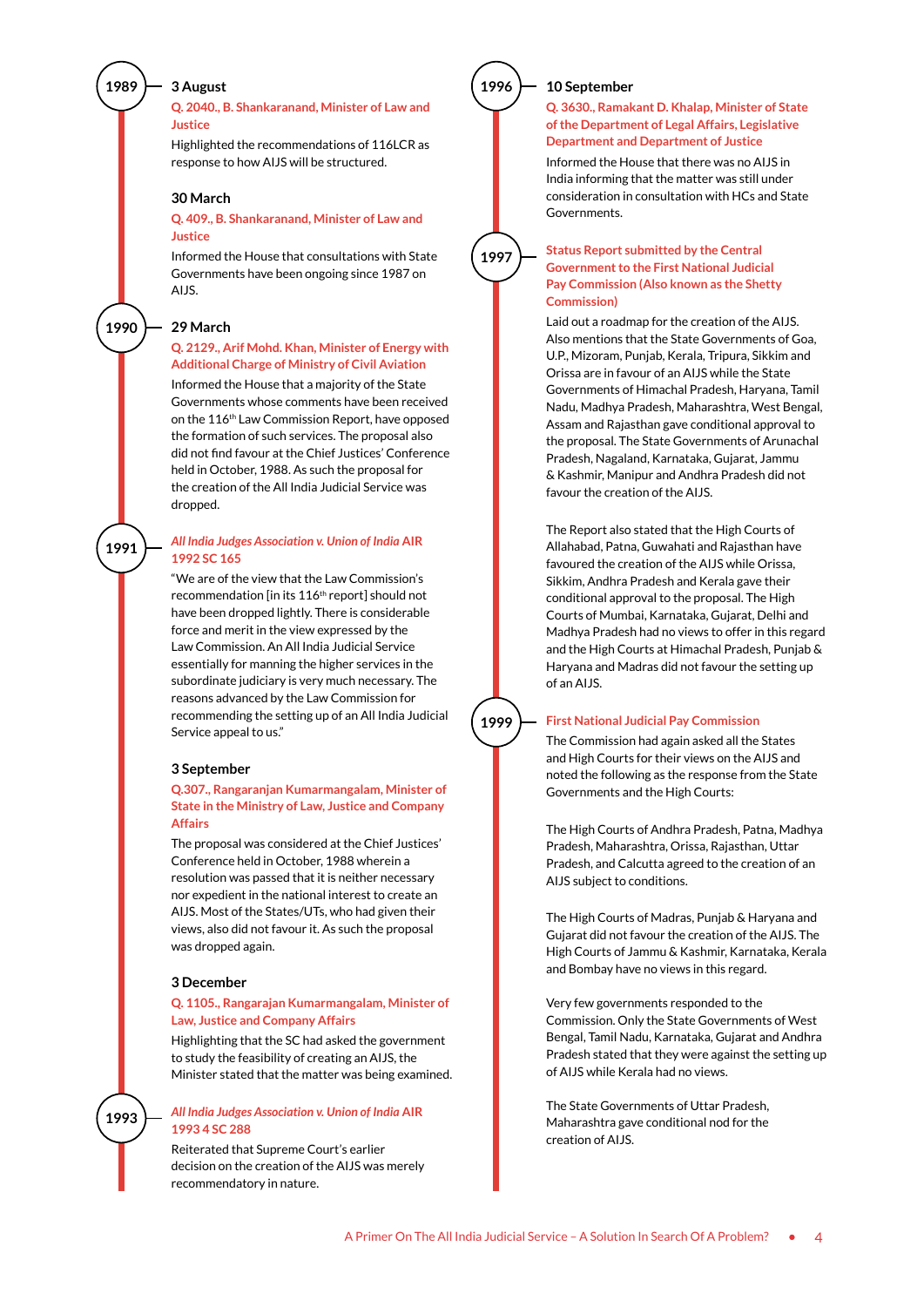## 1989

### 3 August

**Q. 2040., B. Shankaranand, Minister of Law and Justice**

Highlighted the recommendations of 116LCR as response to how AIJS will be structured.

### 30 March

**Q. 409., B. Shankaranand, Minister of Law and Justice**

Informed the House that consultations with State Governments have been ongoing since 1987 on AIJS.

## 1990

### 29 March

**Q. 2129., Arif Mohd. Khan, Minister of Energy with Additional Charge of Ministry of Civil Aviation**

Informed the House that a majority of the State Governments whose comments have been received on the 116th Law Commission Report, have opposed the formation of such services. The proposal also did not find favour at the Chief Justices' Conference held in October, 1988. As such the proposal for the creation of the All India Judicial Service was dropped.

## 1991

***All India Judges Association v. Union of India* AIR 1992 SC 165**

"We are of the view that the Law Commission's recommendation [in its 116th report] should not have been dropped lightly. There is considerable force and merit in the view expressed by the Law Commission. An All India Judicial Service essentially for manning the higher services in the subordinate judiciary is very much necessary. The reasons advanced by the Law Commission for recommending the setting up of an All India Judicial Service appeal to us."

### 3 September

**Q.307., Rangaranjan Kumarmangalam, Minister of State in the Ministry of Law, Justice and Company Affairs**

The proposal was considered at the Chief Justices' Conference held in October, 1988 wherein a resolution was passed that it is neither necessary nor expedient in the national interest to create an AIJS. Most of the States/UTs, who had given their views, also did not favour it. As such the proposal was dropped again.

### 3 December

**Q. 1105., Rangarajan Kumarmangalam, Minister of Law, Justice and Company Affairs**

Highlighting that the SC had asked the government to study the feasibility of creating an AIJS, the Minister stated that the matter was being examined.

## 1993

***All India Judges Association v. Union of India* AIR 1993 4 SC 288**

Reiterated that Supreme Court's earlier decision on the creation of the AIJS was merely recommendatory in nature.

## 1996

### 10 September

**Q. 3630., Ramakant D. Khalap, Minister of State of the Department of Legal Affairs, Legislative Department and Department of Justice**

Informed the House that there was no AIJS in India informing that the matter was still under consideration in consultation with HCs and State Governments.

## 1997

**Status Report submitted by the Central Government to the First National Judicial Pay Commission (Also known as the Shetty Commission)**

Laid out a roadmap for the creation of the AIJS. Also mentions that the State Governments of Goa, U.P., Mizoram, Punjab, Kerala, Tripura, Sikkim and Orissa are in favour of an AIJS while the State Governments of Himachal Pradesh, Haryana, Tamil Nadu, Madhya Pradesh, Maharashtra, West Bengal, Assam and Rajasthan gave conditional approval to the proposal. The State Governments of Arunachal Pradesh, Nagaland, Karnataka, Gujarat, Jammu & Kashmir, Manipur and Andhra Pradesh did not favour the creation of the AIJS.

The Report also stated that the High Courts of Allahabad, Patna, Guwahati and Rajasthan have favoured the creation of the AIJS while Orissa, Sikkim, Andhra Pradesh and Kerala gave their conditional approval to the proposal. The High Courts of Mumbai, Karnataka, Gujarat, Delhi and Madhya Pradesh had no views to offer in this regard and the High Courts at Himachal Pradesh, Punjab & Haryana and Madras did not favour the setting up of an AIJS.

## 1999

**First National Judicial Pay Commission**

The Commission had again asked all the States and High Courts for their views on the AIJS and noted the following as the response from the State Governments and the High Courts:

The High Courts of Andhra Pradesh, Patna, Madhya Pradesh, Maharashtra, Orissa, Rajasthan, Uttar Pradesh, and Calcutta agreed to the creation of an AIJS subject to conditions.

The High Courts of Madras, Punjab & Haryana and Gujarat did not favour the creation of the AIJS. The High Courts of Jammu & Kashmir, Karnataka, Kerala and Bombay have no views in this regard.

Very few governments responded to the Commission. Only the State Governments of West Bengal, Tamil Nadu, Karnataka, Gujarat and Andhra Pradesh stated that they were against the setting up of AIJS while Kerala had no views.

The State Governments of Uttar Pradesh, Maharashtra gave conditional nod for the creation of AIJS.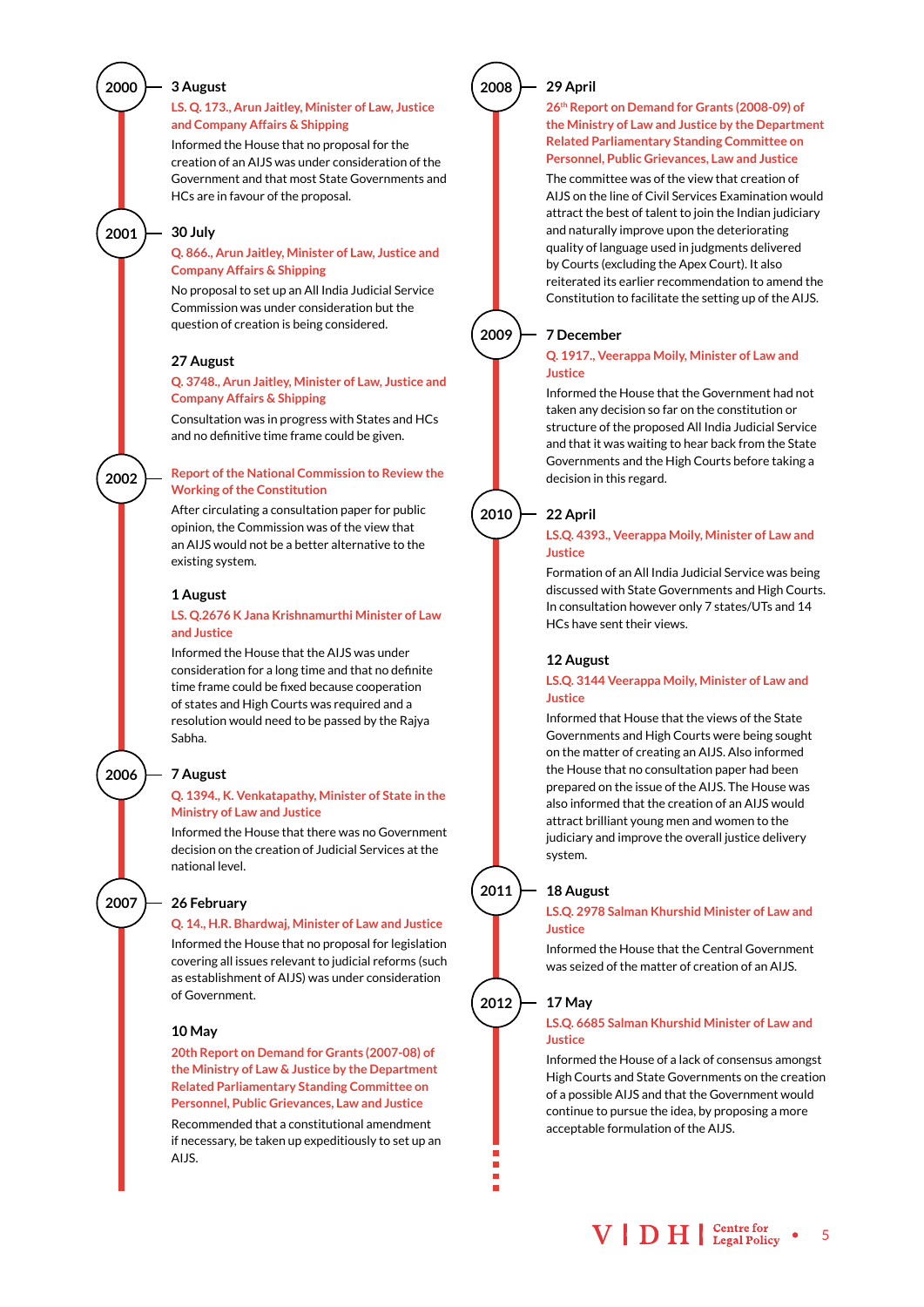## 2000

### 3 August

**LS. Q. 173., Arun Jaitley, Minister of Law, Justice and Company Affairs & Shipping**

Informed the House that no proposal for the creation of an AIJS was under consideration of the Government and that most State Governments and HCs are in favour of the proposal.

## 2001

### 30 July

**Q. 866., Arun Jaitley, Minister of Law, Justice and Company Affairs & Shipping**

No proposal to set up an All India Judicial Service Commission was under consideration but the question of creation is being considered.

### 27 August

**Q. 3748., Arun Jaitley, Minister of Law, Justice and Company Affairs & Shipping**

Consultation was in progress with States and HCs and no definitive time frame could be given.

## 2002

**Report of the National Commission to Review the Working of the Constitution**

After circulating a consultation paper for public opinion, the Commission was of the view that an AIJS would not be a better alternative to the existing system.

### 1 August

**LS. Q.2676 K Jana Krishnamurthi Minister of Law and Justice**

Informed the House that the AIJS was under consideration for a long time and that no definite time frame could be fixed because cooperation of states and High Courts was required and a resolution would need to be passed by the Rajya Sabha.

## 2006

### 7 August

**Q. 1394., K. Venkatapathy, Minister of State in the Ministry of Law and Justice**

Informed the House that there was no Government decision on the creation of Judicial Services at the national level.

## 2007

### 26 February

**Q. 14., H.R. Bhardwaj, Minister of Law and Justice**

Informed the House that no proposal for legislation covering all issues relevant to judicial reforms (such as establishment of AIJS) was under consideration of Government.

### 10 May

**20th Report on Demand for Grants (2007-08) of the Ministry of Law & Justice by the Department Related Parliamentary Standing Committee on Personnel, Public Grievances, Law and Justice**

Recommended that a constitutional amendment if necessary, be taken up expeditiously to set up an AIJS.

## 2008

### 29 April

**26th Report on Demand for Grants (2008-09) of the Ministry of Law and Justice by the Department Related Parliamentary Standing Committee on Personnel, Public Grievances, Law and Justice**

The committee was of the view that creation of AIJS on the line of Civil Services Examination would attract the best of talent to join the Indian judiciary and naturally improve upon the deteriorating quality of language used in judgments delivered by Courts (excluding the Apex Court). It also reiterated its earlier recommendation to amend the Constitution to facilitate the setting up of the AIJS.

## 2009

### 7 December

**Q. 1917., Veerappa Moily, Minister of Law and Justice**

Informed the House that the Government had not taken any decision so far on the constitution or structure of the proposed All India Judicial Service and that it was waiting to hear back from the State Governments and the High Courts before taking a decision in this regard.

## 2010

### 22 April

**LS.Q. 4393., Veerappa Moily, Minister of Law and Justice**

Formation of an All India Judicial Service was being discussed with State Governments and High Courts. In consultation however only 7 states/UTs and 14 HCs have sent their views.

### 12 August

**LS.Q. 3144 Veerappa Moily, Minister of Law and Justice**

Informed that House that the views of the State Governments and High Courts were being sought on the matter of creating an AIJS. Also informed the House that no consultation paper had been prepared on the issue of the AIJS. The House was also informed that the creation of an AIJS would attract brilliant young men and women to the judiciary and improve the overall justice delivery system.

## 2011

### 18 August

**LS.Q. 2978 Salman Khurshid Minister of Law and Justice**

Informed the House that the Central Government was seized of the matter of creation of an AIJS.

## 2012

### 17 May

**LS.Q. 6685 Salman Khurshid Minister of Law and Justice**

Informed the House of a lack of consensus amongst High Courts and State Governments on the creation of a possible AIJS and that the Government would continue to pursue the idea, by proposing a more acceptable formulation of the AIJS.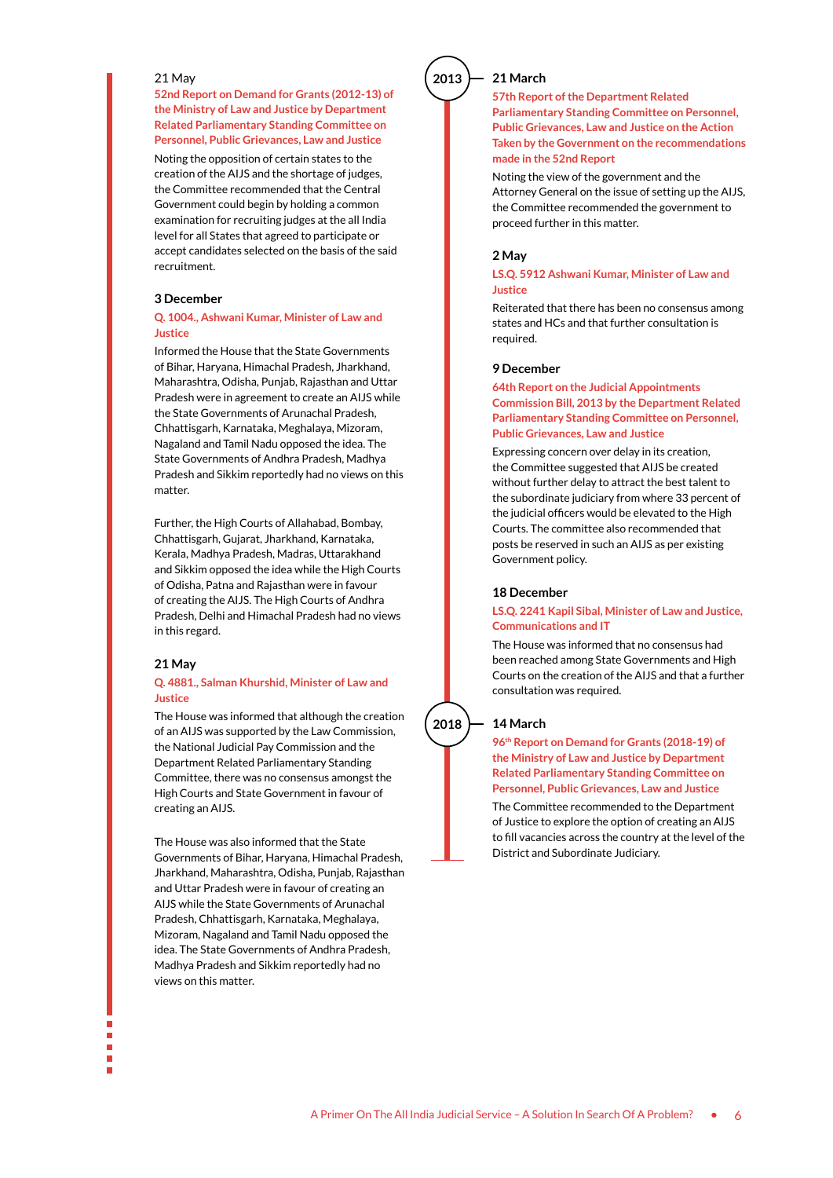### 21 May

**52nd Report on Demand for Grants (2012-13) of the Ministry of Law and Justice by Department Related Parliamentary Standing Committee on Personnel, Public Grievances, Law and Justice**

Noting the opposition of certain states to the creation of the AIJS and the shortage of judges, the Committee recommended that the Central Government could begin by holding a common examination for recruiting judges at the all India level for all States that agreed to participate or accept candidates selected on the basis of the said recruitment.

### 3 December

**Q. 1004., Ashwani Kumar, Minister of Law and Justice**

Informed the House that the State Governments of Bihar, Haryana, Himachal Pradesh, Jharkhand, Maharashtra, Odisha, Punjab, Rajasthan and Uttar Pradesh were in agreement to create an AIJS while the State Governments of Arunachal Pradesh, Chhattisgarh, Karnataka, Meghalaya, Mizoram, Nagaland and Tamil Nadu opposed the idea. The State Governments of Andhra Pradesh, Madhya Pradesh and Sikkim reportedly had no views on this matter.

Further, the High Courts of Allahabad, Bombay, Chhattisgarh, Gujarat, Jharkhand, Karnataka, Kerala, Madhya Pradesh, Madras, Uttarakhand and Sikkim opposed the idea while the High Courts of Odisha, Patna and Rajasthan were in favour of creating the AIJS. The High Courts of Andhra Pradesh, Delhi and Himachal Pradesh had no views in this regard.

### 21 May

**Q. 4881., Salman Khurshid, Minister of Law and Justice**

The House was informed that although the creation of an AIJS was supported by the Law Commission, the National Judicial Pay Commission and the Department Related Parliamentary Standing Committee, there was no consensus amongst the High Courts and State Government in favour of creating an AIJS.

The House was also informed that the State Governments of Bihar, Haryana, Himachal Pradesh, Jharkhand, Maharashtra, Odisha, Punjab, Rajasthan and Uttar Pradesh were in favour of creating an AIJS while the State Governments of Arunachal Pradesh, Chhattisgarh, Karnataka, Meghalaya, Mizoram, Nagaland and Tamil Nadu opposed the idea. The State Governments of Andhra Pradesh, Madhya Pradesh and Sikkim reportedly had no views on this matter.

## 2013

### 21 March

**57th Report of the Department Related Parliamentary Standing Committee on Personnel, Public Grievances, Law and Justice on the Action Taken by the Government on the recommendations made in the 52nd Report**

Noting the view of the government and the Attorney General on the issue of setting up the AIJS, the Committee recommended the government to proceed further in this matter.

### 2 May

**LS.Q. 5912 Ashwani Kumar, Minister of Law and Justice**

Reiterated that there has been no consensus among states and HCs and that further consultation is required.

### 9 December

**64th Report on the Judicial Appointments Commission Bill, 2013 by the Department Related Parliamentary Standing Committee on Personnel, Public Grievances, Law and Justice**

Expressing concern over delay in its creation, the Committee suggested that AIJS be created without further delay to attract the best talent to the subordinate judiciary from where 33 percent of the judicial officers would be elevated to the High Courts. The committee also recommended that posts be reserved in such an AIJS as per existing Government policy.

### 18 December

**LS.Q. 2241 Kapil Sibal, Minister of Law and Justice, Communications and IT**

The House was informed that no consensus had been reached among State Governments and High Courts on the creation of the AIJS and that a further consultation was required.

## 2018

### 14 March

**96th Report on Demand for Grants (2018-19) of the Ministry of Law and Justice by Department Related Parliamentary Standing Committee on Personnel, Public Grievances, Law and Justice**

The Committee recommended to the Department of Justice to explore the option of creating an AIJS to fill vacancies across the country at the level of the District and Subordinate Judiciary.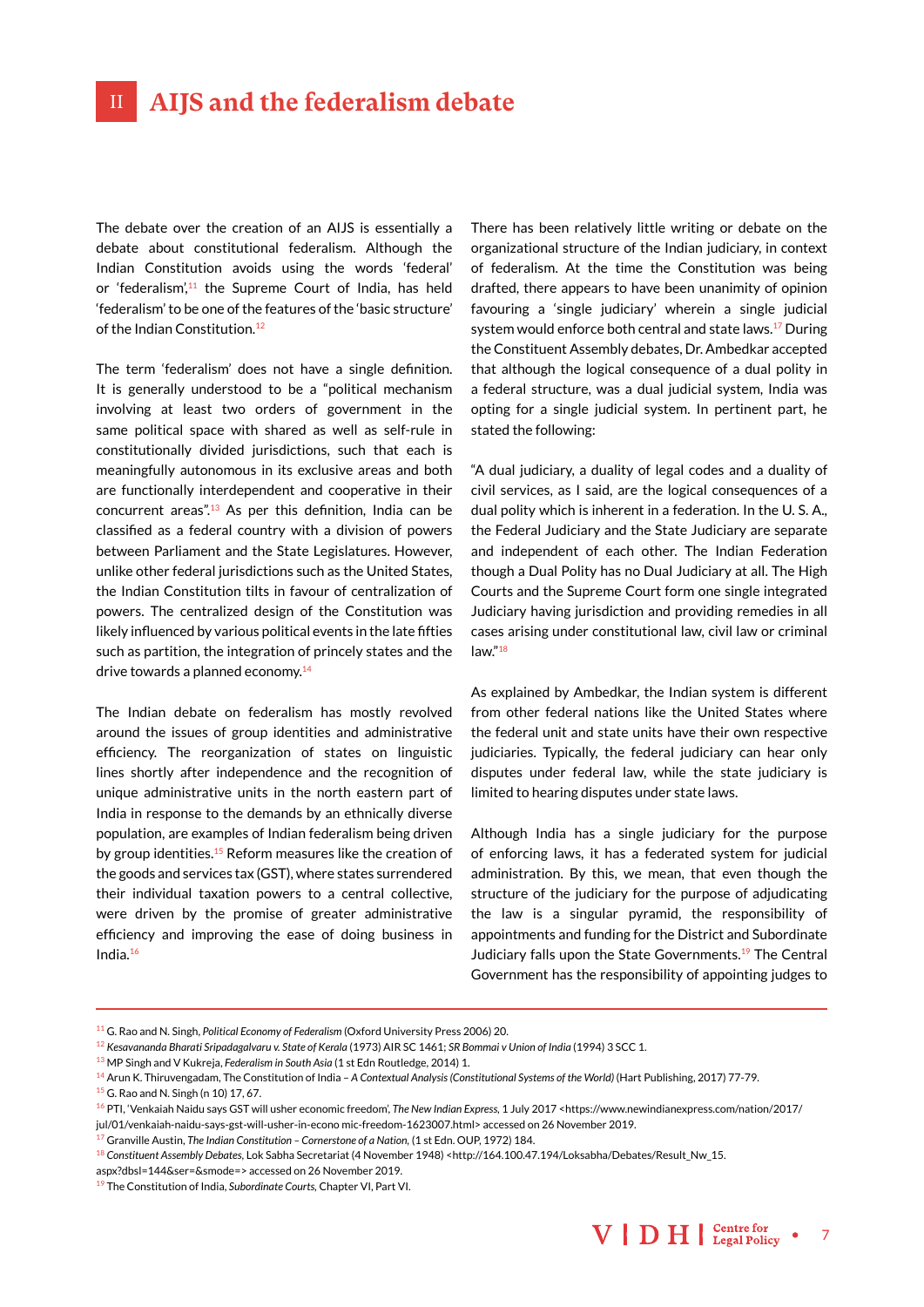# II AIJS and the federalism debate

The debate over the creation of an AIJS is essentially a debate about constitutional federalism. Although the Indian Constitution avoids using the words 'federal' or 'federalism',[11] the Supreme Court of India, has held 'federalism' to be one of the features of the 'basic structure' of the Indian Constitution.[12]

The term 'federalism' does not have a single definition. It is generally understood to be a "political mechanism involving at least two orders of government in the same political space with shared as well as self-rule in constitutionally divided jurisdictions, such that each is meaningfully autonomous in its exclusive areas and both are functionally interdependent and cooperative in their concurrent areas".[13] As per this definition, India can be classified as a federal country with a division of powers between Parliament and the State Legislatures. However, unlike other federal jurisdictions such as the United States, the Indian Constitution tilts in favour of centralization of powers. The centralized design of the Constitution was likely influenced by various political events in the late fifties such as partition, the integration of princely states and the drive towards a planned economy.[14]

The Indian debate on federalism has mostly revolved around the issues of group identities and administrative efficiency. The reorganization of states on linguistic lines shortly after independence and the recognition of unique administrative units in the north eastern part of India in response to the demands by an ethnically diverse population, are examples of Indian federalism being driven by group identities.[15] Reform measures like the creation of the goods and services tax (GST), where states surrendered their individual taxation powers to a central collective, were driven by the promise of greater administrative efficiency and improving the ease of doing business in India.[16]

There has been relatively little writing or debate on the organizational structure of the Indian judiciary, in context of federalism. At the time the Constitution was being drafted, there appears to have been unanimity of opinion favouring a 'single judiciary' wherein a single judicial system would enforce both central and state laws.[17] During the Constituent Assembly debates, Dr. Ambedkar accepted that although the logical consequence of a dual polity in a federal structure, was a dual judicial system, India was opting for a single judicial system. In pertinent part, he stated the following:

"A dual judiciary, a duality of legal codes and a duality of civil services, as I said, are the logical consequences of a dual polity which is inherent in a federation. In the U. S. A., the Federal Judiciary and the State Judiciary are separate and independent of each other. The Indian Federation though a Dual Polity has no Dual Judiciary at all. The High Courts and the Supreme Court form one single integrated Judiciary having jurisdiction and providing remedies in all cases arising under constitutional law, civil law or criminal law."[18]

As explained by Ambedkar, the Indian system is different from other federal nations like the United States where the federal unit and state units have their own respective judiciaries. Typically, the federal judiciary can hear only disputes under federal law, while the state judiciary is limited to hearing disputes under state laws.

Although India has a single judiciary for the purpose of enforcing laws, it has a federated system for judicial administration. By this, we mean, that even though the structure of the judiciary for the purpose of adjudicating the law is a singular pyramid, the responsibility of appointments and funding for the District and Subordinate Judiciary falls upon the State Governments.[19] The Central Government has the responsibility of appointing judges to

---

[11] G. Rao and N. Singh, *Political Economy of Federalism* (Oxford University Press 2006) 20.

[12] *Kesavananda Bharati Sripadagalvaru v. State of Kerala* (1973) AIR SC 1461; *SR Bommai v Union of India* (1994) 3 SCC 1.

[13] MP Singh and V Kukreja, *Federalism in South Asia* (1 st Edn Routledge, 2014) 1.

[14] Arun K. Thiruvengadam, The Constitution of India – *A Contextual Analysis (Constitutional Systems of the World)* (Hart Publishing, 2017) 77-79.

[15] G. Rao and N. Singh (n 10) 17, 67.

[16] PTI, 'Venkaiah Naidu says GST will usher economic freedom', *The New Indian Express*, 1 July 2017 <https://www.newindianexpress.com/nation/2017/jul/01/venkaiah-naidu-says-gst-will-usher-in-econo mic-freedom-1623007.html> accessed on 26 November 2019.

[17] Granville Austin, *The Indian Constitution – Cornerstone of a Nation*, (1 st Edn. OUP, 1972) 184.

[18] *Constituent Assembly Debates*, Lok Sabha Secretariat (4 November 1948) <http://164.100.47.194/Loksabha/Debates/Result_Nw_15.aspx?dbsl=144&ser=&smode=> accessed on 26 November 2019.

[19] The Constitution of India, *Subordinate Courts*, Chapter VI, Part VI.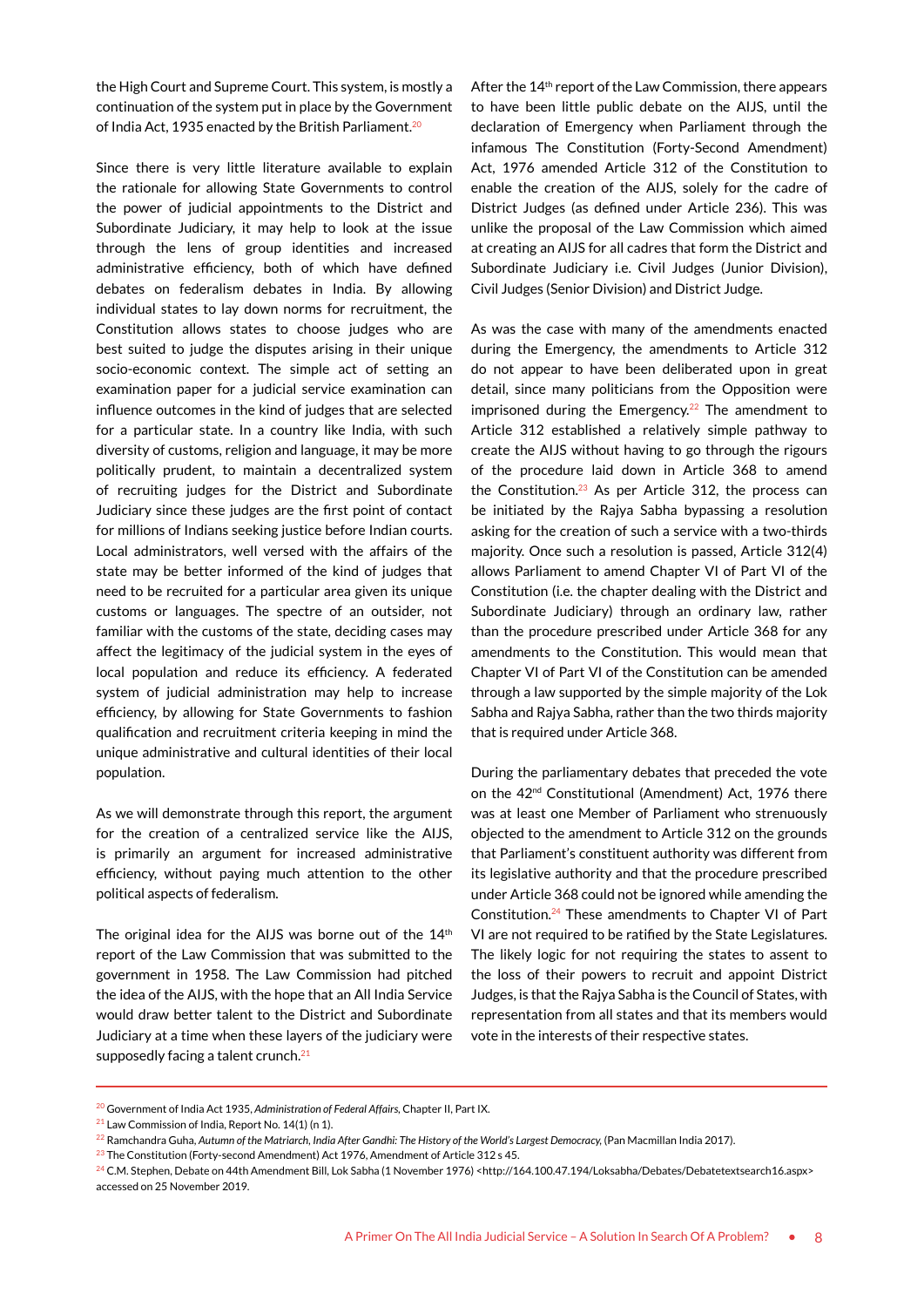the High Court and Supreme Court. This system, is mostly a continuation of the system put in place by the Government of India Act, 1935 enacted by the British Parliament.[20]

Since there is very little literature available to explain the rationale for allowing State Governments to control the power of judicial appointments to the District and Subordinate Judiciary, it may help to look at the issue through the lens of group identities and increased administrative efficiency, both of which have defined debates on federalism debates in India. By allowing individual states to lay down norms for recruitment, the Constitution allows states to choose judges who are best suited to judge the disputes arising in their unique socio-economic context. The simple act of setting an examination paper for a judicial service examination can influence outcomes in the kind of judges that are selected for a particular state. In a country like India, with such diversity of customs, religion and language, it may be more politically prudent, to maintain a decentralized system of recruiting judges for the District and Subordinate Judiciary since these judges are the first point of contact for millions of Indians seeking justice before Indian courts. Local administrators, well versed with the affairs of the state may be better informed of the kind of judges that need to be recruited for a particular area given its unique customs or languages. The spectre of an outsider, not familiar with the customs of the state, deciding cases may affect the legitimacy of the judicial system in the eyes of local population and reduce its efficiency. A federated system of judicial administration may help to increase efficiency, by allowing for State Governments to fashion qualification and recruitment criteria keeping in mind the unique administrative and cultural identities of their local population.

As we will demonstrate through this report, the argument for the creation of a centralized service like the AIJS, is primarily an argument for increased administrative efficiency, without paying much attention to the other political aspects of federalism.

The original idea for the AIJS was borne out of the 14th report of the Law Commission that was submitted to the government in 1958. The Law Commission had pitched the idea of the AIJS, with the hope that an All India Service would draw better talent to the District and Subordinate Judiciary at a time when these layers of the judiciary were supposedly facing a talent crunch.[21]

After the 14th report of the Law Commission, there appears to have been little public debate on the AIJS, until the declaration of Emergency when Parliament through the infamous The Constitution (Forty-Second Amendment) Act, 1976 amended Article 312 of the Constitution to enable the creation of the AIJS, solely for the cadre of District Judges (as defined under Article 236). This was unlike the proposal of the Law Commission which aimed at creating an AIJS for all cadres that form the District and Subordinate Judiciary i.e. Civil Judges (Junior Division), Civil Judges (Senior Division) and District Judge.

As was the case with many of the amendments enacted during the Emergency, the amendments to Article 312 do not appear to have been deliberated upon in great detail, since many politicians from the Opposition were imprisoned during the Emergency.[22] The amendment to Article 312 established a relatively simple pathway to create the AIJS without having to go through the rigours of the procedure laid down in Article 368 to amend the Constitution.[23] As per Article 312, the process can be initiated by the Rajya Sabha bypassing a resolution asking for the creation of such a service with a two-thirds majority. Once such a resolution is passed, Article 312(4) allows Parliament to amend Chapter VI of Part VI of the Constitution (i.e. the chapter dealing with the District and Subordinate Judiciary) through an ordinary law, rather than the procedure prescribed under Article 368 for any amendments to the Constitution. This would mean that Chapter VI of Part VI of the Constitution can be amended through a law supported by the simple majority of the Lok Sabha and Rajya Sabha, rather than the two thirds majority that is required under Article 368.

During the parliamentary debates that preceded the vote on the 42nd Constitutional (Amendment) Act, 1976 there was at least one Member of Parliament who strenuously objected to the amendment to Article 312 on the grounds that Parliament's constituent authority was different from its legislative authority and that the procedure prescribed under Article 368 could not be ignored while amending the Constitution.[24] These amendments to Chapter VI of Part VI are not required to be ratified by the State Legislatures. The likely logic for not requiring the states to assent to the loss of their powers to recruit and appoint District Judges, is that the Rajya Sabha is the Council of States, with representation from all states and that its members would vote in the interests of their respective states.

---

[20] Government of India Act 1935, *Administration of Federal Affairs*, Chapter II, Part IX.

[21] Law Commission of India, Report No. 14(1) (n 1).

[22] Ramchandra Guha, *Autumn of the Matriarch, India After Gandhi: The History of the World's Largest Democracy,* (Pan Macmillan India 2017).

[23] The Constitution (Forty-second Amendment) Act 1976, Amendment of Article 312 s 45.

[24] C.M. Stephen, Debate on 44th Amendment Bill, Lok Sabha (1 November 1976) <http://164.100.47.194/Loksabha/Debates/Debatetextsearch16.aspx> accessed on 25 November 2019.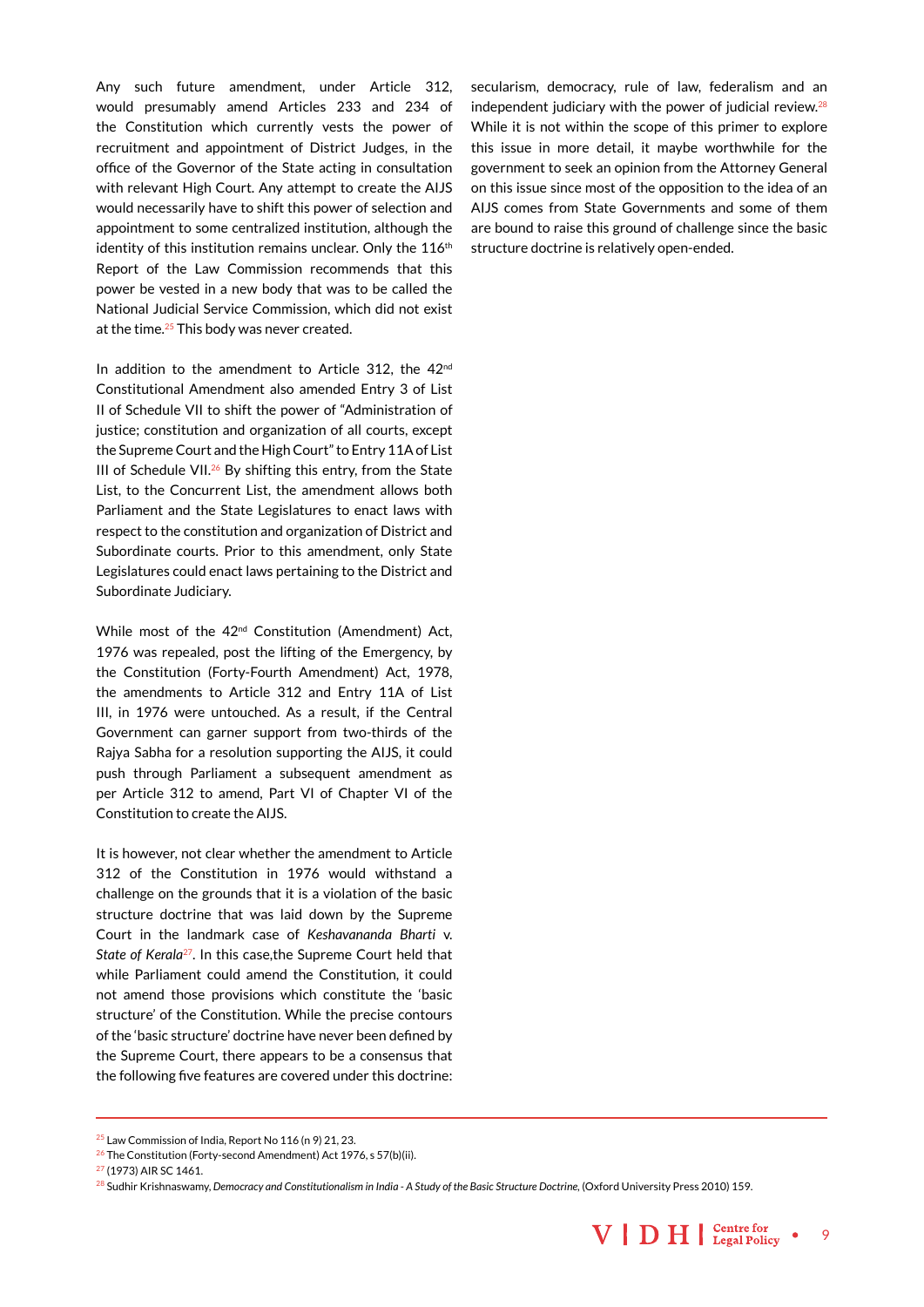Any such future amendment, under Article 312, would presumably amend Articles 233 and 234 of the Constitution which currently vests the power of recruitment and appointment of District Judges, in the office of the Governor of the State acting in consultation with relevant High Court. Any attempt to create the AIJS would necessarily have to shift this power of selection and appointment to some centralized institution, although the identity of this institution remains unclear. Only the 116th Report of the Law Commission recommends that this power be vested in a new body that was to be called the National Judicial Service Commission, which did not exist at the time.[25] This body was never created.

In addition to the amendment to Article 312, the 42nd Constitutional Amendment also amended Entry 3 of List II of Schedule VII to shift the power of "Administration of justice; constitution and organization of all courts, except the Supreme Court and the High Court" to Entry 11A of List III of Schedule VII.[26] By shifting this entry, from the State List, to the Concurrent List, the amendment allows both Parliament and the State Legislatures to enact laws with respect to the constitution and organization of District and Subordinate courts. Prior to this amendment, only State Legislatures could enact laws pertaining to the District and Subordinate Judiciary.

While most of the 42nd Constitution (Amendment) Act, 1976 was repealed, post the lifting of the Emergency, by the Constitution (Forty-Fourth Amendment) Act, 1978, the amendments to Article 312 and Entry 11A of List III, in 1976 were untouched. As a result, if the Central Government can garner support from two-thirds of the Rajya Sabha for a resolution supporting the AIJS, it could push through Parliament a subsequent amendment as per Article 312 to amend, Part VI of Chapter VI of the Constitution to create the AIJS.

It is however, not clear whether the amendment to Article 312 of the Constitution in 1976 would withstand a challenge on the grounds that it is a violation of the basic structure doctrine that was laid down by the Supreme Court in the landmark case of *Keshavananda Bharti* v. *State of Kerala*[27]. In this case,the Supreme Court held that while Parliament could amend the Constitution, it could not amend those provisions which constitute the 'basic structure' of the Constitution. While the precise contours of the 'basic structure' doctrine have never been defined by the Supreme Court, there appears to be a consensus that the following five features are covered under this doctrine: secularism, democracy, rule of law, federalism and an independent judiciary with the power of judicial review.[28] While it is not within the scope of this primer to explore this issue in more detail, it maybe worthwhile for the government to seek an opinion from the Attorney General on this issue since most of the opposition to the idea of an AIJS comes from State Governments and some of them are bound to raise this ground of challenge since the basic structure doctrine is relatively open-ended.

---

[25] Law Commission of India, Report No 116 (n 9) 21, 23.

[26] The Constitution (Forty-second Amendment) Act 1976, s 57(b)(ii).

[27] (1973) AIR SC 1461.

[28] Sudhir Krishnaswamy, *Democracy and Constitutionalism in India - A Study of the Basic Structure Doctrine*, (Oxford University Press 2010) 159.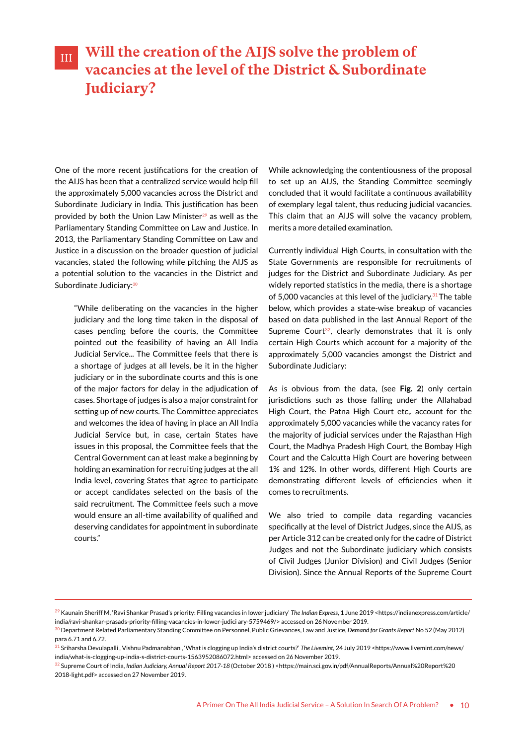# III Will the creation of the AIJS solve the problem of vacancies at the level of the District & Subordinate Judiciary?

One of the more recent justifications for the creation of the AIJS has been that a centralized service would help fill the approximately 5,000 vacancies across the District and Subordinate Judiciary in India. This justification has been provided by both the Union Law Minister[29] as well as the Parliamentary Standing Committee on Law and Justice. In 2013, the Parliamentary Standing Committee on Law and Justice in a discussion on the broader question of judicial vacancies, stated the following while pitching the AIJS as a potential solution to the vacancies in the District and Subordinate Judiciary:[30]

> "While deliberating on the vacancies in the higher judiciary and the long time taken in the disposal of cases pending before the courts, the Committee pointed out the feasibility of having an All India Judicial Service... The Committee feels that there is a shortage of judges at all levels, be it in the higher judiciary or in the subordinate courts and this is one of the major factors for delay in the adjudication of cases. Shortage of judges is also a major constraint for setting up of new courts. The Committee appreciates and welcomes the idea of having in place an All India Judicial Service but, in case, certain States have issues in this proposal, the Committee feels that the Central Government can at least make a beginning by holding an examination for recruiting judges at the all India level, covering States that agree to participate or accept candidates selected on the basis of the said recruitment. The Committee feels such a move would ensure an all-time availability of qualified and deserving candidates for appointment in subordinate courts."

While acknowledging the contentiousness of the proposal to set up an AIJS, the Standing Committee seemingly concluded that it would facilitate a continuous availability of exemplary legal talent, thus reducing judicial vacancies. This claim that an AIJS will solve the vacancy problem, merits a more detailed examination.

Currently individual High Courts, in consultation with the State Governments are responsible for recruitments of judges for the District and Subordinate Judiciary. As per widely reported statistics in the media, there is a shortage of 5,000 vacancies at this level of the judiciary.[31] The table below, which provides a state-wise breakup of vacancies based on data published in the last Annual Report of the Supreme Court[32], clearly demonstrates that it is only certain High Courts which account for a majority of the approximately 5,000 vacancies amongst the District and Subordinate Judiciary:

As is obvious from the data, (see **Fig. 2**) only certain jurisdictions such as those falling under the Allahabad High Court, the Patna High Court etc,. account for the approximately 5,000 vacancies while the vacancy rates for the majority of judicial services under the Rajasthan High Court, the Madhya Pradesh High Court, the Bombay High Court and the Calcutta High Court are hovering between 1% and 12%. In other words, different High Courts are demonstrating different levels of efficiencies when it comes to recruitments.

We also tried to compile data regarding vacancies specifically at the level of District Judges, since the AIJS, as per Article 312 can be created only for the cadre of District Judges and not the Subordinate judiciary which consists of Civil Judges (Junior Division) and Civil Judges (Senior Division). Since the Annual Reports of the Supreme Court

---

[29] Kaunain Sheriff M, 'Ravi Shankar Prasad's priority: Filling vacancies in lower judiciary' *The Indian Express*, 1 June 2019 <https://indianexpress.com/article/india/ravi-shankar-prasads-priority-filling-vacancies-in-lower-judici ary-5759469/> accessed on 26 November 2019.

[30] Department Related Parliamentary Standing Committee on Personnel, Public Grievances, Law and Justice, *Demand for Grants Report* No 52 (May 2012) para 6.71 and 6.72.

[31] Sriharsha Devulapalli , Vishnu Padmanabhan , 'What is clogging up India's district courts?' *The Livemint*, 24 July 2019 <https://www.livemint.com/news/india/what-is-clogging-up-india-s-district-courts-1563952086072.html> accessed on 26 November 2019.

[32] Supreme Court of India, *Indian Judiciary, Annual Report 2017-18* (October 2018 ) <https://main.sci.gov.in/pdf/AnnualReports/Annual%20Report%20 2018-light.pdf> accessed on 27 November 2019.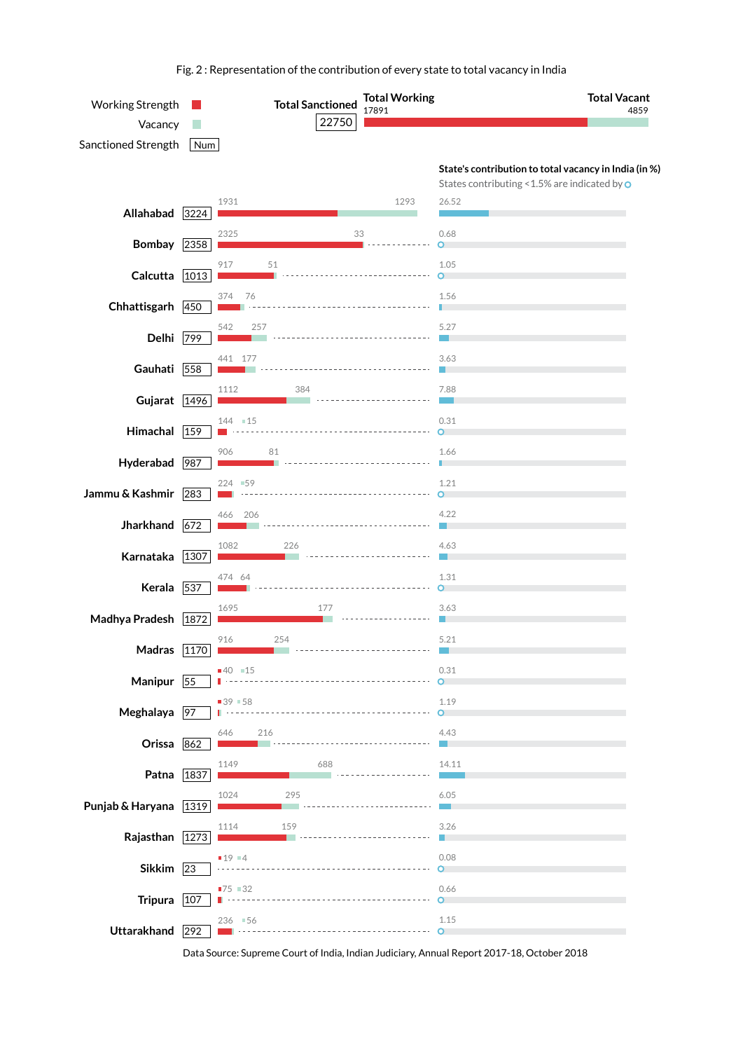Fig. 2 : Representation of the contribution of every state to total vacancy in India

Working Strength
Vacancy
Sanctioned Strength Num

Total Sanctioned 22750
Total Working 17891
Total Vacant 4859

State's contribution to total vacancy in India (in %)
States contributing <1.5% are indicated by ○

Allahabad 3224 1931 1293 26.52
Bombay 2358 2325 33 0.68
Calcutta 1013 917 51 1.05
Chhattisgarh 450 374 76 1.56
Delhi 799 542 257 5.27
Gauhati 558 441 177 3.63
Gujarat 1496 1112 384 7.88
Himachal 159 144 15 0.31
Hyderabad 987 906 81 1.66
Jammu & Kashmir 283 224 59 1.21
Jharkhand 672 466 206 4.22
Karnataka 1307 1082 226 4.63
Kerala 537 474 64 1.31
Madhya Pradesh 1872 1695 177 3.63
Madras 1170 916 254 5.21
Manipur 55 40 15 0.31
Meghalaya 97 39 58 1.19
Orissa 862 646 216 4.43
Patna 1837 1149 688 14.11
Punjab & Haryana 1319 1024 295 6.05
Rajasthan 1273 1114 159 3.26
Sikkim 23 19 4 0.08
Tripura 107 75 32 0.66
Uttarakhand 292 236 56 1.15

Data Source: Supreme Court of India, Indian Judiciary, Annual Report 2017-18, October 2018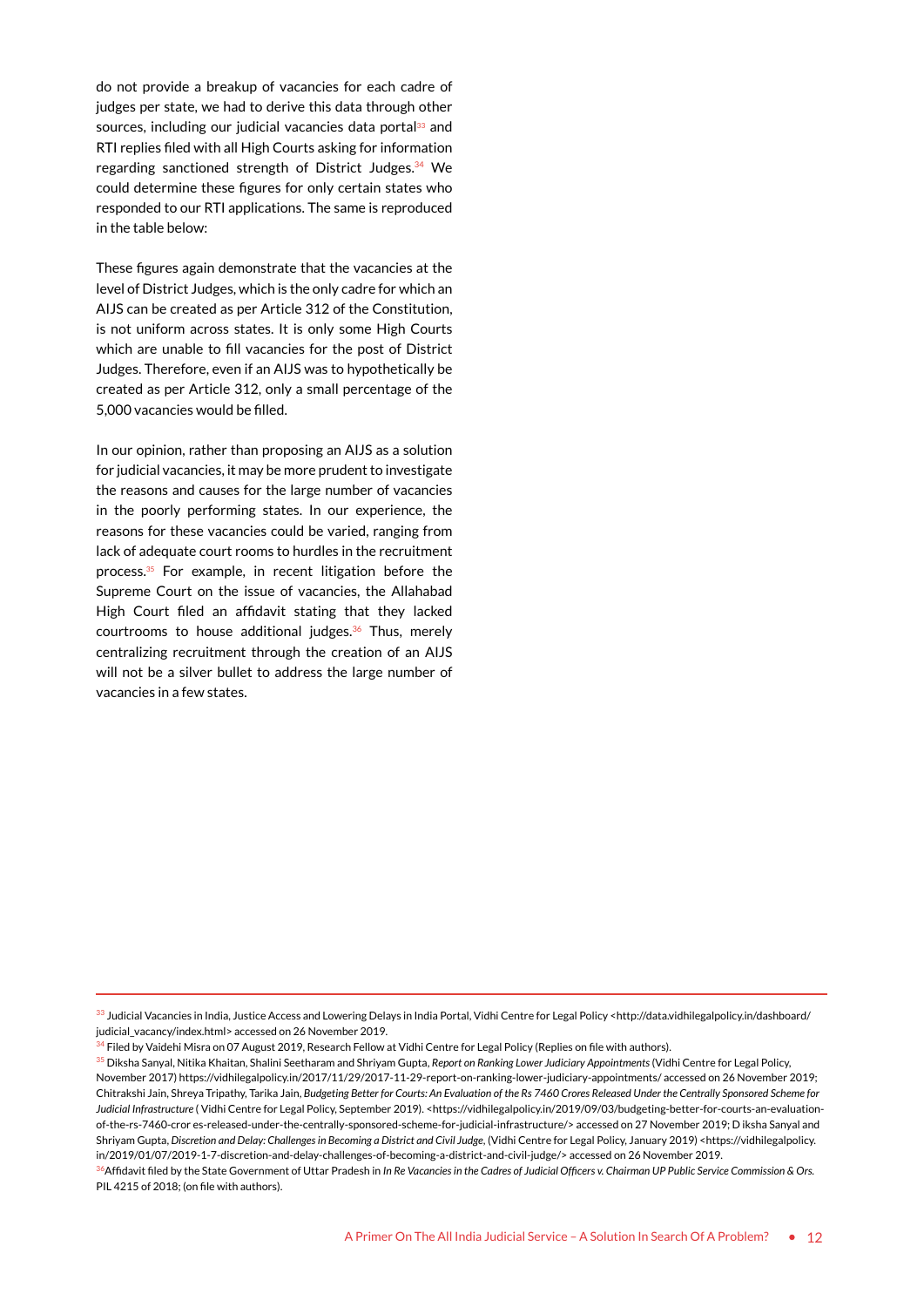do not provide a breakup of vacancies for each cadre of judges per state, we had to derive this data through other sources, including our judicial vacancies data portal[33] and RTI replies filed with all High Courts asking for information regarding sanctioned strength of District Judges.[34] We could determine these figures for only certain states who responded to our RTI applications. The same is reproduced in the table below:

These figures again demonstrate that the vacancies at the level of District Judges, which is the only cadre for which an AIJS can be created as per Article 312 of the Constitution, is not uniform across states. It is only some High Courts which are unable to fill vacancies for the post of District Judges. Therefore, even if an AIJS was to hypothetically be created as per Article 312, only a small percentage of the 5,000 vacancies would be filled.

In our opinion, rather than proposing an AIJS as a solution for judicial vacancies, it may be more prudent to investigate the reasons and causes for the large number of vacancies in the poorly performing states. In our experience, the reasons for these vacancies could be varied, ranging from lack of adequate court rooms to hurdles in the recruitment process.[35] For example, in recent litigation before the Supreme Court on the issue of vacancies, the Allahabad High Court filed an affidavit stating that they lacked courtrooms to house additional judges.[36] Thus, merely centralizing recruitment through the creation of an AIJS will not be a silver bullet to address the large number of vacancies in a few states.

---

[33] Judicial Vacancies in India, Justice Access and Lowering Delays in India Portal, Vidhi Centre for Legal Policy <http://data.vidhilegalpolicy.in/dashboard/judicial_vacancy/index.html> accessed on 26 November 2019.

[34] Filed by Vaidehi Misra on 07 August 2019, Research Fellow at Vidhi Centre for Legal Policy (Replies on file with authors).

[35] Diksha Sanyal, Nitika Khaitan, Shalini Seetharam and Shriyam Gupta, *Report on Ranking Lower Judiciary Appointments* (Vidhi Centre for Legal Policy, November 2017) https://vidhilegalpolicy.in/2017/11/29/2017-11-29-report-on-ranking-lower-judiciary-appointments/ accessed on 26 November 2019; Chitrakshi Jain, Shreya Tripathy, Tarika Jain, *Budgeting Better for Courts: An Evaluation of the Rs 7460 Crores Released Under the Centrally Sponsored Scheme for Judicial Infrastructure* ( Vidhi Centre for Legal Policy, September 2019). <https://vidhilegalpolicy.in/2019/09/03/budgeting-better-for-courts-an-evaluation-of-the-rs-7460-cror es-released-under-the-centrally-sponsored-scheme-for-judicial-infrastructure/> accessed on 27 November 2019; D iksha Sanyal and Shriyam Gupta, *Discretion and Delay: Challenges in Becoming a District and Civil Judge*, (Vidhi Centre for Legal Policy, January 2019) <https://vidhilegalpolicy.in/2019/01/07/2019-1-7-discretion-and-delay-challenges-of-becoming-a-district-and-civil-judge/> accessed on 26 November 2019.

[36] Affidavit filed by the State Government of Uttar Pradesh in *In Re Vacancies in the Cadres of Judicial Officers v. Chairman UP Public Service Commission & Ors.* PIL 4215 of 2018; (on file with authors).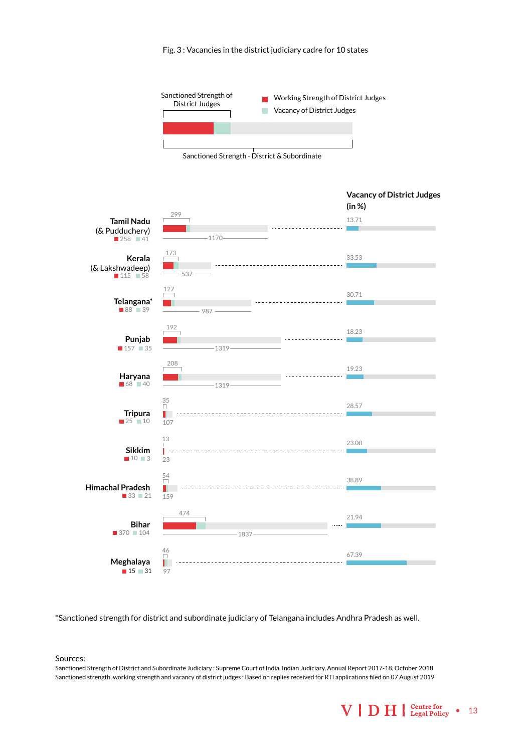Fig. 3 : Vacancies in the district judiciary cadre for 10 states

| State | Sanctioned Strength of District Judges | Working Strength of District Judges | Vacancy of District Judges | Sanctioned Strength - District & Subordinate | Vacancy of District Judges (in %) |
|---|---|---|---|---|---|
| Tamil Nadu (& Pudduchery) | 299 | 258 | 41 | 1170 | 13.71 |
| Kerala (& Lakshwadeep) | 173 | 115 | 58 | 537 | 33.53 |
| Telangana* | 127 | 88 | 39 | 987 | 30.71 |
| Punjab | 192 | 157 | 35 | 1319 | 18.23 |
| Haryana | 208 | 68 | 40 | 1319 | 19.23 |
| Tripura | 35 | 25 | 10 | 107 | 28.57 |
| Sikkim | 13 | 10 | 3 | 23 | 23.08 |
| Himachal Pradesh | 54 | 33 | 21 | 159 | 38.89 |
| Bihar | 474 | 370 | 104 | 1837 | 21.94 |
| Meghalaya | 46 | 15 | 31 | 97 | 67.39 |

*Sanctioned strength for district and subordinate judiciary of Telangana includes Andhra Pradesh as well.

Sources:

Sanctioned Strength of District and Subordinate Judiciary : Supreme Court of India, Indian Judiciary, Annual Report 2017-18, October 2018

Sanctioned strength, working strength and vacancy of district judges : Based on replies received for RTI applications filed on 07 August 2019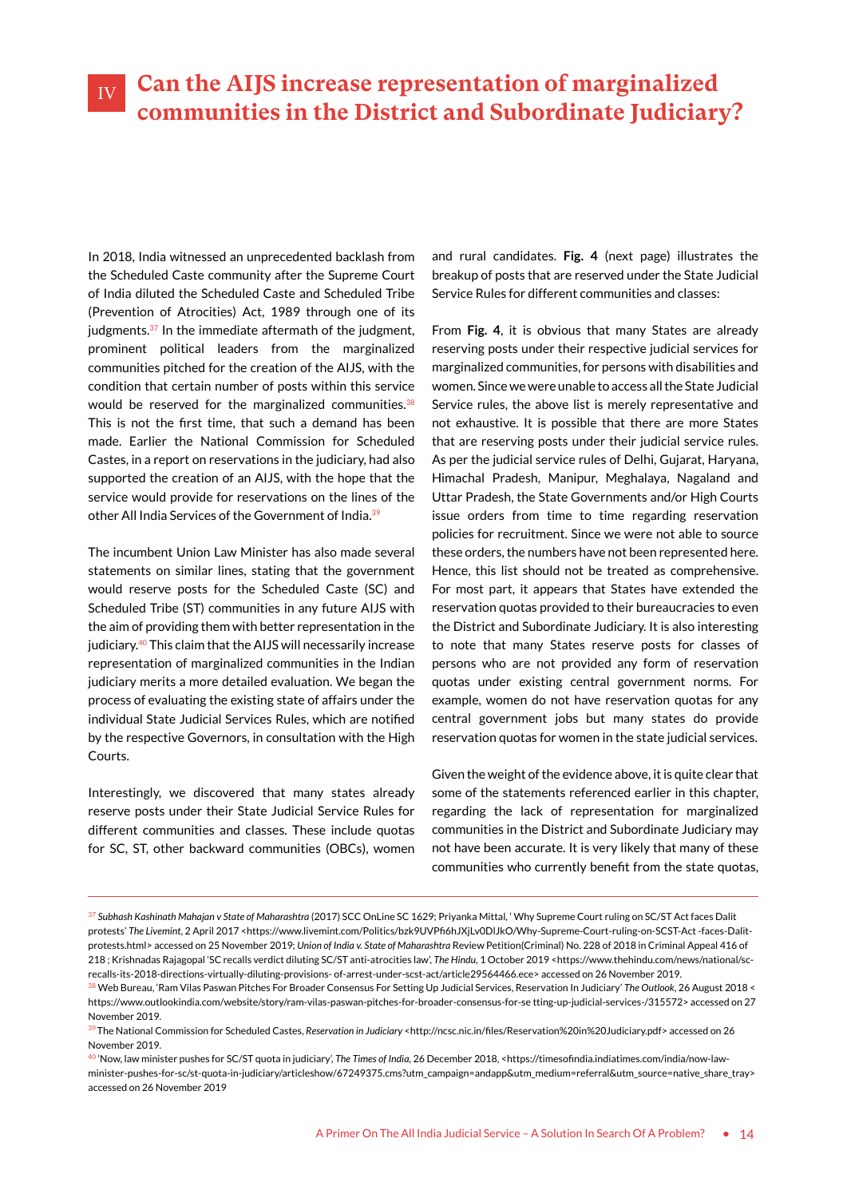# IV Can the AIJS increase representation of marginalized communities in the District and Subordinate Judiciary?

In 2018, India witnessed an unprecedented backlash from the Scheduled Caste community after the Supreme Court of India diluted the Scheduled Caste and Scheduled Tribe (Prevention of Atrocities) Act, 1989 through one of its judgments.[37] In the immediate aftermath of the judgment, prominent political leaders from the marginalized communities pitched for the creation of the AIJS, with the condition that certain number of posts within this service would be reserved for the marginalized communities.[38] This is not the first time, that such a demand has been made. Earlier the National Commission for Scheduled Castes, in a report on reservations in the judiciary, had also supported the creation of an AIJS, with the hope that the service would provide for reservations on the lines of the other All India Services of the Government of India.[39]

The incumbent Union Law Minister has also made several statements on similar lines, stating that the government would reserve posts for the Scheduled Caste (SC) and Scheduled Tribe (ST) communities in any future AIJS with the aim of providing them with better representation in the judiciary.[40] This claim that the AIJS will necessarily increase representation of marginalized communities in the Indian judiciary merits a more detailed evaluation. We began the process of evaluating the existing state of affairs under the individual State Judicial Services Rules, which are notified by the respective Governors, in consultation with the High Courts.

Interestingly, we discovered that many states already reserve posts under their State Judicial Service Rules for different communities and classes. These include quotas for SC, ST, other backward communities (OBCs), women and rural candidates. **Fig. 4** (next page) illustrates the breakup of posts that are reserved under the State Judicial Service Rules for different communities and classes:

From **Fig. 4**, it is obvious that many States are already reserving posts under their respective judicial services for marginalized communities, for persons with disabilities and women. Since we were unable to access all the State Judicial Service rules, the above list is merely representative and not exhaustive. It is possible that there are more States that are reserving posts under their judicial service rules. As per the judicial service rules of Delhi, Gujarat, Haryana, Himachal Pradesh, Manipur, Meghalaya, Nagaland and Uttar Pradesh, the State Governments and/or High Courts issue orders from time to time regarding reservation policies for recruitment. Since we were not able to source these orders, the numbers have not been represented here. Hence, this list should not be treated as comprehensive. For most part, it appears that States have extended the reservation quotas provided to their bureaucracies to even the District and Subordinate Judiciary. It is also interesting to note that many States reserve posts for classes of persons who are not provided any form of reservation quotas under existing central government norms. For example, women do not have reservation quotas for any central government jobs but many states do provide reservation quotas for women in the state judicial services.

Given the weight of the evidence above, it is quite clear that some of the statements referenced earlier in this chapter, regarding the lack of representation for marginalized communities in the District and Subordinate Judiciary may not have been accurate. It is very likely that many of these communities who currently benefit from the state quotas,

---

[37] *Subhash Kashinath Mahajan v State of Maharashtra* (2017) SCC OnLine SC 1629; Priyanka Mittal, ' Why Supreme Court ruling on SC/ST Act faces Dalit protests' *The Livemint*, 2 April 2017 <https://www.livemint.com/Politics/bzk9UVPfi6hJXjLv0DIJkO/Why-Supreme-Court-ruling-on-SCST-Act -faces-Dalit-protests.html> accessed on 25 November 2019; *Union of India v. State of Maharashtra* Review Petition(Criminal) No. 228 of 2018 in Criminal Appeal 416 of 218 ; Krishnadas Rajagopal 'SC recalls verdict diluting SC/ST anti-atrocities law', *The Hindu*, 1 October 2019 <https://www.thehindu.com/news/national/sc-recalls-its-2018-directions-virtually-diluting-provisions- of-arrest-under-scst-act/article29564466.ece> accessed on 26 November 2019.

[38] Web Bureau, 'Ram Vilas Paswan Pitches For Broader Consensus For Setting Up Judicial Services, Reservation In Judiciary' *The Outlook*, 26 August 2018 < https://www.outlookindia.com/website/story/ram-vilas-paswan-pitches-for-broader-consensus-for-se tting-up-judicial-services-/315572> accessed on 27 November 2019.

[39] The National Commission for Scheduled Castes, *Reservation in Judiciary* <http://ncsc.nic.in/files/Reservation%20in%20Judiciary.pdf> accessed on 26 November 2019.

[40] 'Now, law minister pushes for SC/ST quota in judiciary', *The Times of India*, 26 December 2018, <https://timesofindia.indiatimes.com/india/now-law-minister-pushes-for-sc/st-quota-in-judiciary/articleshow/67249375.cms?utm_campaign=andapp&utm_medium=referral&utm_source=native_share_tray> accessed on 26 November 2019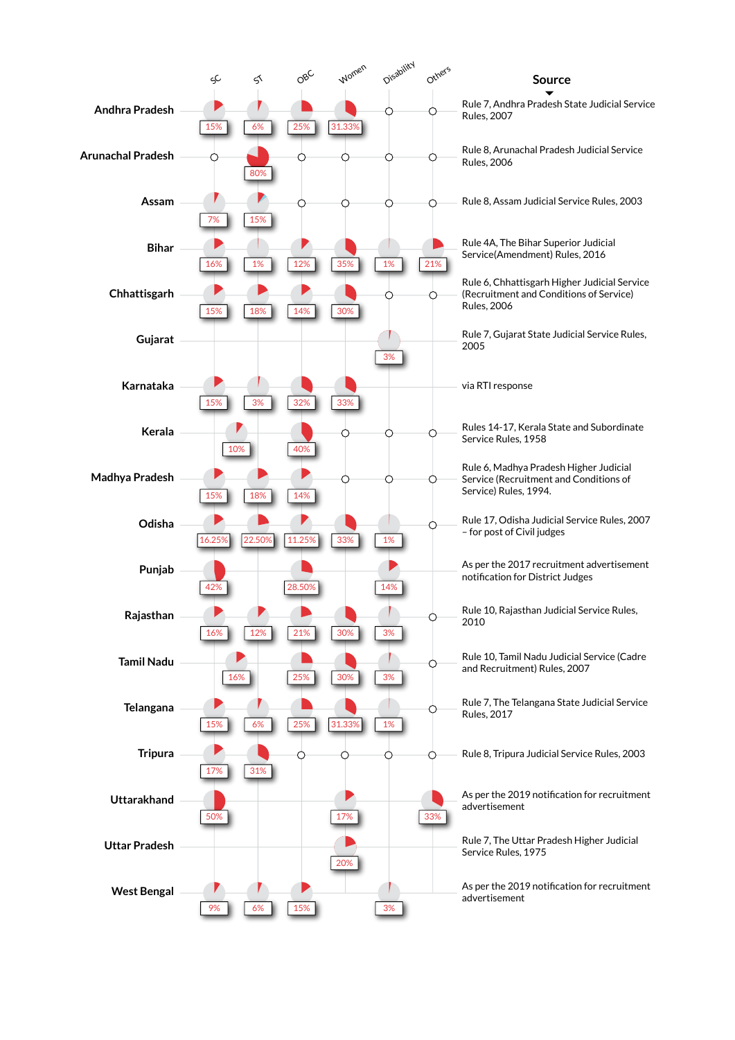SC
ST
OBC
Women
Disability
Others

Source

Andhra Pradesh
15%
6%
25%
31.33%
Rule 7, Andhra Pradesh State Judicial Service Rules, 2007

Arunachal Pradesh
80%
Rule 8, Arunachal Pradesh Judicial Service Rules, 2006

Assam
7%
15%
Rule 8, Assam Judicial Service Rules, 2003

Bihar
16%
1%
12%
35%
1%
21%
Rule 4A, The Bihar Superior Judicial Service(Amendment) Rules, 2016

Chhattisgarh
15%
18%
14%
30%
Rule 6, Chhattisgarh Higher Judicial Service (Recruitment and Conditions of Service) Rules, 2006

Gujarat
3%
Rule 7, Gujarat State Judicial Service Rules, 2005

Karnataka
15%
3%
32%
33%
via RTI response

Kerala
10%
40%
Rules 14-17, Kerala State and Subordinate Service Rules, 1958

Madhya Pradesh
15%
18%
14%
Rule 6, Madhya Pradesh Higher Judicial Service (Recruitment and Conditions of Service) Rules, 1994.

Odisha
16.25%
22.50%
11.25%
33%
1%
Rule 17, Odisha Judicial Service Rules, 2007 – for post of Civil judges

Punjab
42%
28.50%
14%
As per the 2017 recruitment advertisement notification for District Judges

Rajasthan
16%
12%
21%
30%
3%
Rule 10, Rajasthan Judicial Service Rules, 2010

Tamil Nadu
16%
25%
30%
3%
Rule 10, Tamil Nadu Judicial Service (Cadre and Recruitment) Rules, 2007

Telangana
15%
6%
25%
31.33%
1%
Rule 7, The Telangana State Judicial Service Rules, 2017

Tripura
17%
31%
Rule 8, Tripura Judicial Service Rules, 2003

Uttarakhand
50%
17%
33%
As per the 2019 notification for recruitment advertisement

Uttar Pradesh
20%
Rule 7, The Uttar Pradesh Higher Judicial Service Rules, 1975

West Bengal
9%
6%
15%
3%
As per the 2019 notification for recruitment advertisement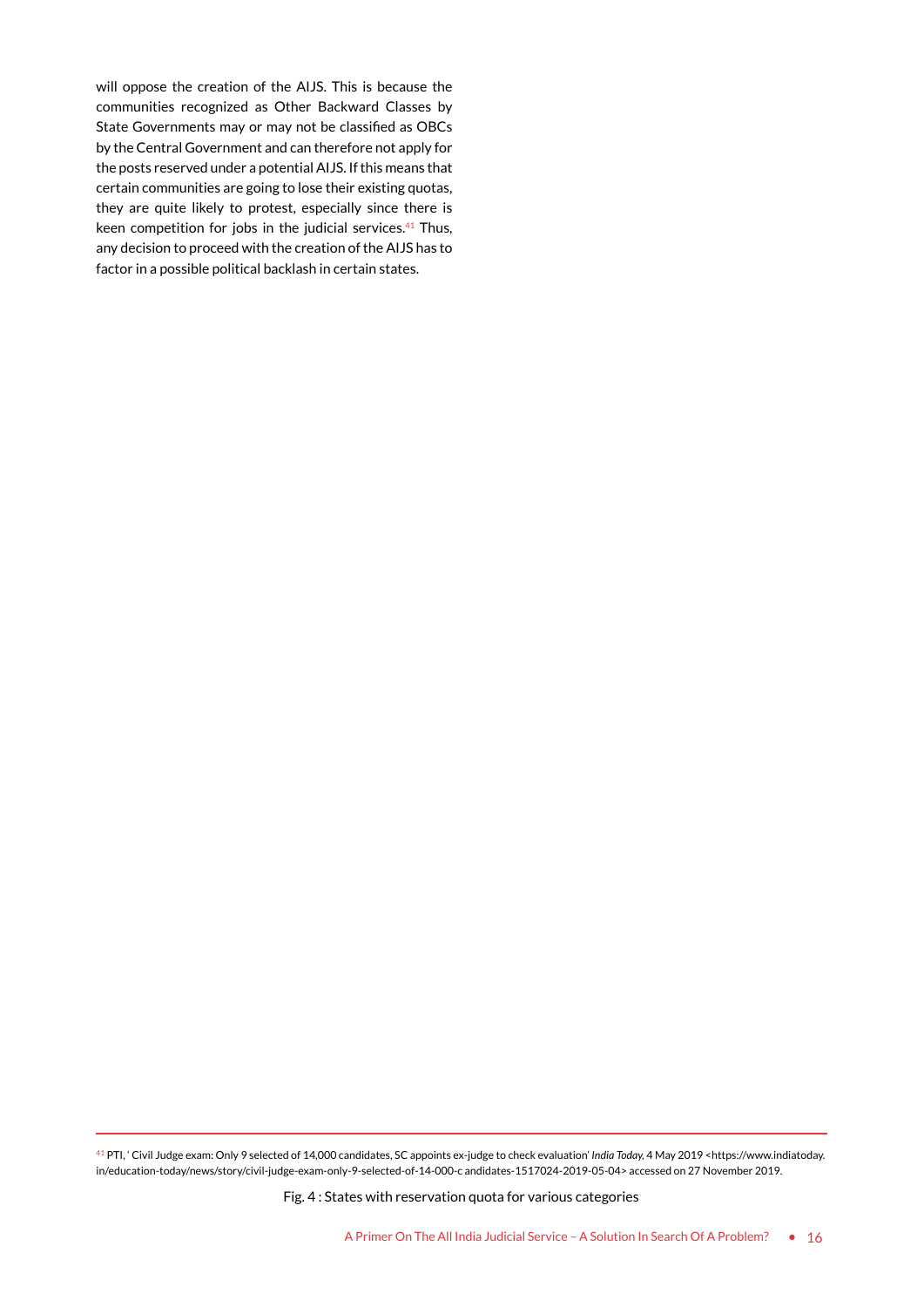will oppose the creation of the AIJS. This is because the communities recognized as Other Backward Classes by State Governments may or may not be classified as OBCs by the Central Government and can therefore not apply for the posts reserved under a potential AIJS. If this means that certain communities are going to lose their existing quotas, they are quite likely to protest, especially since there is keen competition for jobs in the judicial services.[41] Thus, any decision to proceed with the creation of the AIJS has to factor in a possible political backlash in certain states.

[41] PTI, ' Civil Judge exam: Only 9 selected of 14,000 candidates, SC appoints ex-judge to check evaluation' *India Today*, 4 May 2019 <https://www.indiatoday.in/education-today/news/story/civil-judge-exam-only-9-selected-of-14-000-c andidates-1517024-2019-05-04> accessed on 27 November 2019.

Fig. 4 : States with reservation quota for various categories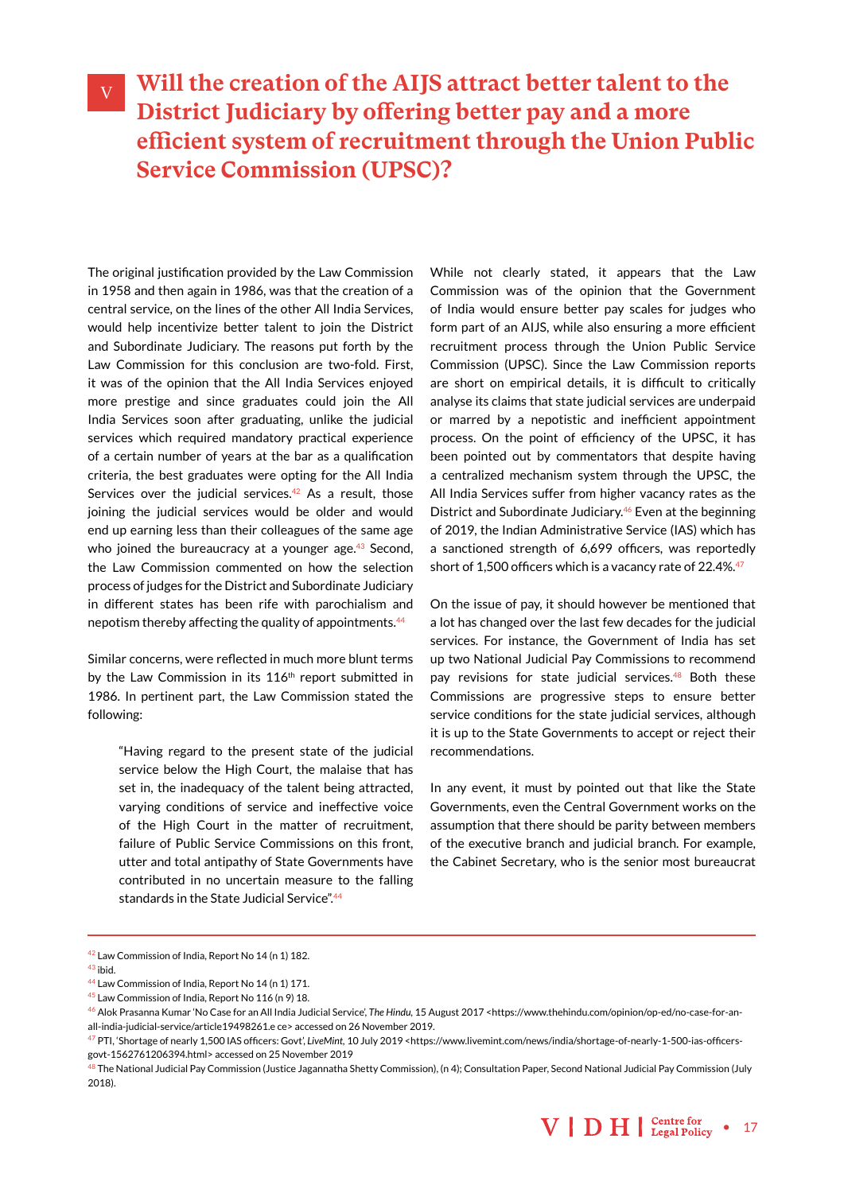# V Will the creation of the AIJS attract better talent to the District Judiciary by offering better pay and a more efficient system of recruitment through the Union Public Service Commission (UPSC)?

The original justification provided by the Law Commission in 1958 and then again in 1986, was that the creation of a central service, on the lines of the other All India Services, would help incentivize better talent to join the District and Subordinate Judiciary. The reasons put forth by the Law Commission for this conclusion are two-fold. First, it was of the opinion that the All India Services enjoyed more prestige and since graduates could join the All India Services soon after graduating, unlike the judicial services which required mandatory practical experience of a certain number of years at the bar as a qualification criteria, the best graduates were opting for the All India Services over the judicial services.[42] As a result, those joining the judicial services would be older and would end up earning less than their colleagues of the same age who joined the bureaucracy at a younger age.[43] Second, the Law Commission commented on how the selection process of judges for the District and Subordinate Judiciary in different states has been rife with parochialism and nepotism thereby affecting the quality of appointments.[44]

Similar concerns, were reflected in much more blunt terms by the Law Commission in its 116th report submitted in 1986. In pertinent part, the Law Commission stated the following:

> "Having regard to the present state of the judicial service below the High Court, the malaise that has set in, the inadequacy of the talent being attracted, varying conditions of service and ineffective voice of the High Court in the matter of recruitment, failure of Public Service Commissions on this front, utter and total antipathy of State Governments have contributed in no uncertain measure to the falling standards in the State Judicial Service".[44]

While not clearly stated, it appears that the Law Commission was of the opinion that the Government of India would ensure better pay scales for judges who form part of an AIJS, while also ensuring a more efficient recruitment process through the Union Public Service Commission (UPSC). Since the Law Commission reports are short on empirical details, it is difficult to critically analyse its claims that state judicial services are underpaid or marred by a nepotistic and inefficient appointment process. On the point of efficiency of the UPSC, it has been pointed out by commentators that despite having a centralized mechanism system through the UPSC, the All India Services suffer from higher vacancy rates as the District and Subordinate Judiciary.[46] Even at the beginning of 2019, the Indian Administrative Service (IAS) which has a sanctioned strength of 6,699 officers, was reportedly short of 1,500 officers which is a vacancy rate of 22.4%.[47]

On the issue of pay, it should however be mentioned that a lot has changed over the last few decades for the judicial services. For instance, the Government of India has set up two National Judicial Pay Commissions to recommend pay revisions for state judicial services.[48] Both these Commissions are progressive steps to ensure better service conditions for the state judicial services, although it is up to the State Governments to accept or reject their recommendations.

In any event, it must by pointed out that like the State Governments, even the Central Government works on the assumption that there should be parity between members of the executive branch and judicial branch. For example, the Cabinet Secretary, who is the senior most bureaucrat

---

[42] Law Commission of India, Report No 14 (n 1) 182.

[43] ibid.

[44] Law Commission of India, Report No 14 (n 1) 171.

[45] Law Commission of India, Report No 116 (n 9) 18.

[46] Alok Prasanna Kumar 'No Case for an All India Judicial Service', *The Hindu*, 15 August 2017 <https://www.thehindu.com/opinion/op-ed/no-case-for-an-all-india-judicial-service/article19498261.e ce> accessed on 26 November 2019.

[47] PTI, 'Shortage of nearly 1,500 IAS officers: Govt', *LiveMint*, 10 July 2019 <https://www.livemint.com/news/india/shortage-of-nearly-1-500-ias-officers-govt-1562761206394.html> accessed on 25 November 2019

[48] The National Judicial Pay Commission (Justice Jagannatha Shetty Commission), (n 4); Consultation Paper, Second National Judicial Pay Commission (July 2018).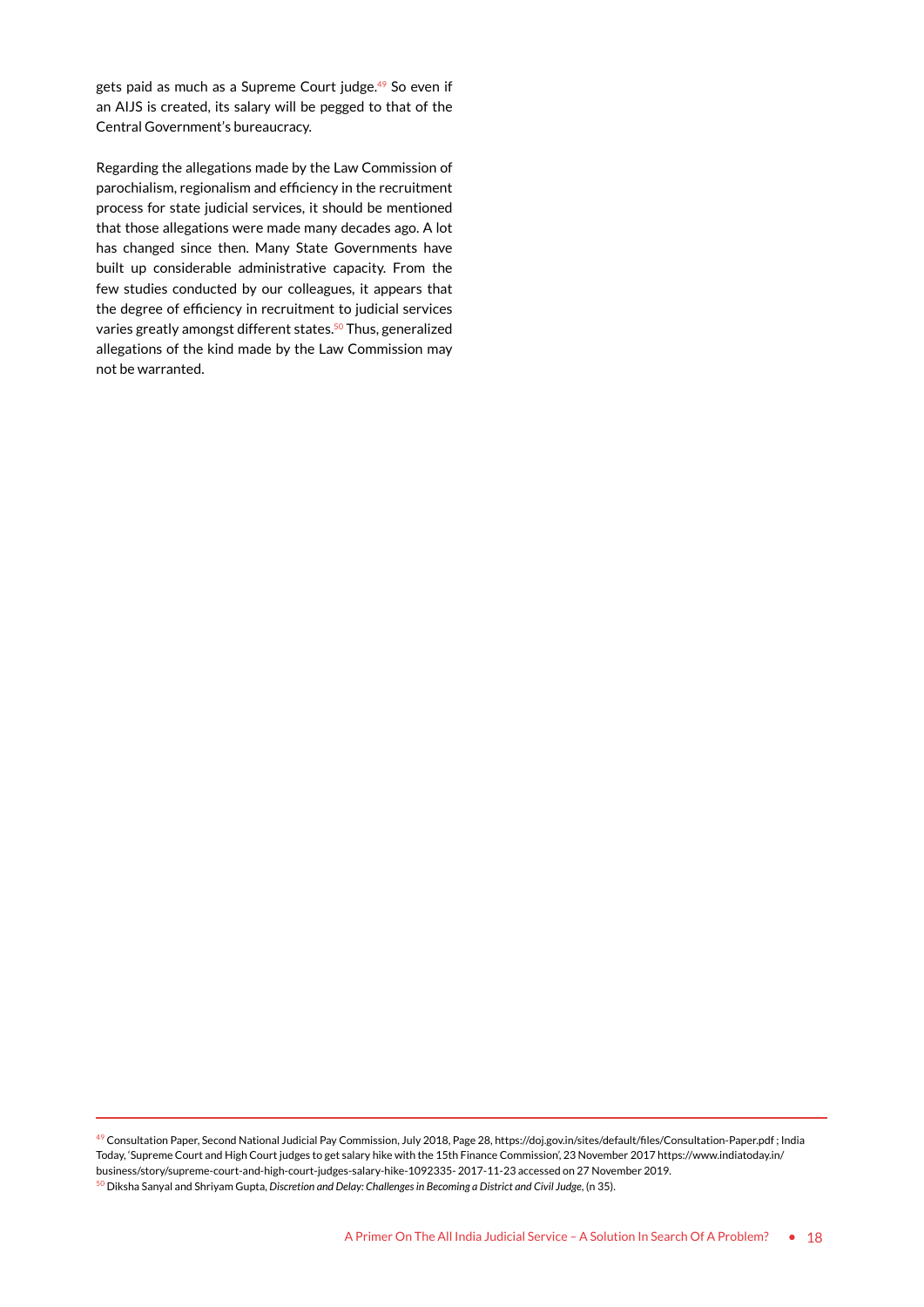gets paid as much as a Supreme Court judge.[49] So even if an AIJS is created, its salary will be pegged to that of the Central Government's bureaucracy.

Regarding the allegations made by the Law Commission of parochialism, regionalism and efficiency in the recruitment process for state judicial services, it should be mentioned that those allegations were made many decades ago. A lot has changed since then. Many State Governments have built up considerable administrative capacity. From the few studies conducted by our colleagues, it appears that the degree of efficiency in recruitment to judicial services varies greatly amongst different states.[50] Thus, generalized allegations of the kind made by the Law Commission may not be warranted.

---

[49] Consultation Paper, Second National Judicial Pay Commission, July 2018, Page 28, https://doj.gov.in/sites/default/files/Consultation-Paper.pdf ; India Today, 'Supreme Court and High Court judges to get salary hike with the 15th Finance Commission', 23 November 2017 https://www.indiatoday.in/business/story/supreme-court-and-high-court-judges-salary-hike-1092335- 2017-11-23 accessed on 27 November 2019.

[50] Diksha Sanyal and Shriyam Gupta, *Discretion and Delay: Challenges in Becoming a District and Civil Judge*, (n 35).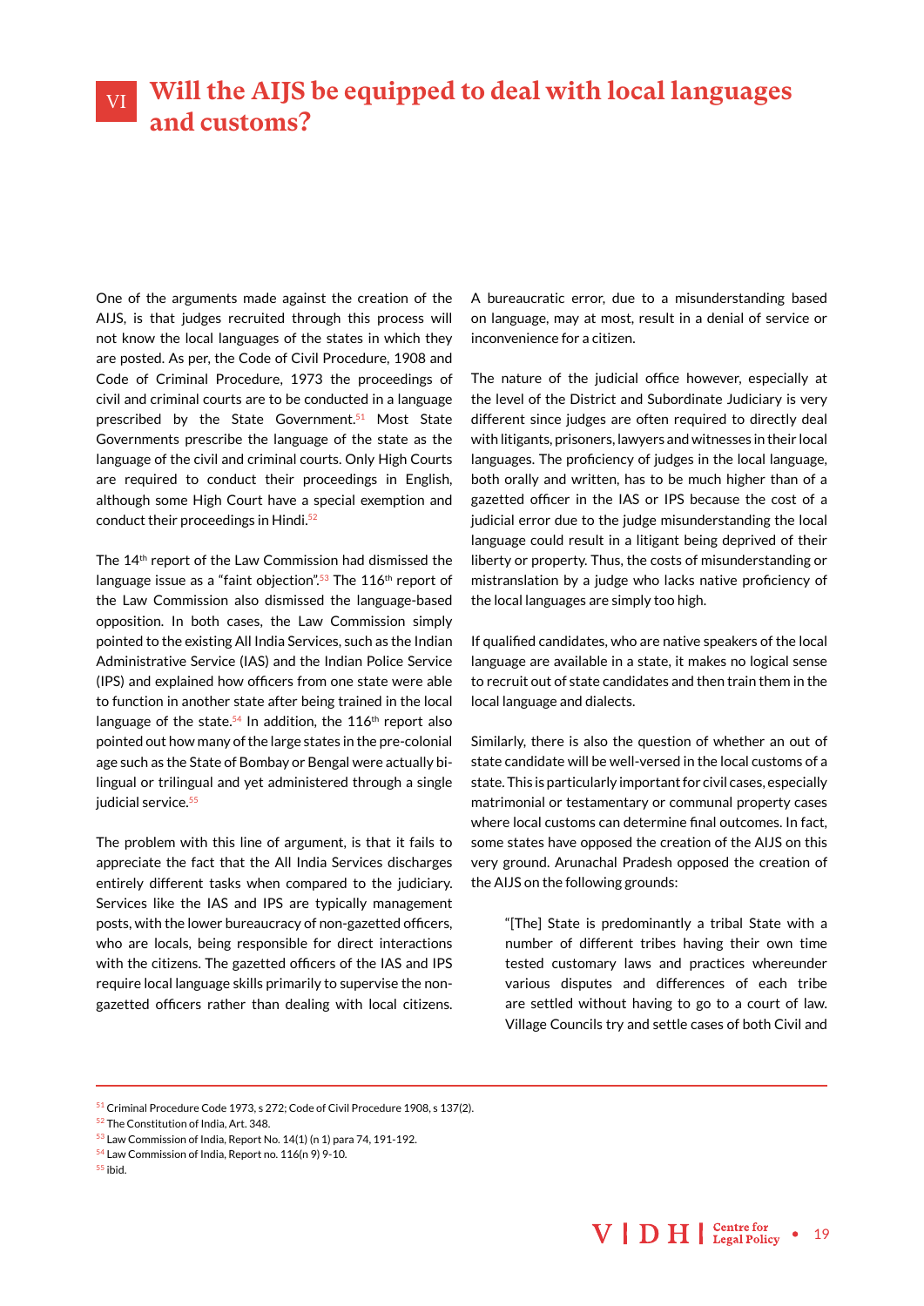## VI Will the AIJS be equipped to deal with local languages and customs?

One of the arguments made against the creation of the AIJS, is that judges recruited through this process will not know the local languages of the states in which they are posted. As per, the Code of Civil Procedure, 1908 and Code of Criminal Procedure, 1973 the proceedings of civil and criminal courts are to be conducted in a language prescribed by the State Government.[51] Most State Governments prescribe the language of the state as the language of the civil and criminal courts. Only High Courts are required to conduct their proceedings in English, although some High Court have a special exemption and conduct their proceedings in Hindi.[52]

The 14th report of the Law Commission had dismissed the language issue as a "faint objection".[53] The 116th report of the Law Commission also dismissed the language-based opposition. In both cases, the Law Commission simply pointed to the existing All India Services, such as the Indian Administrative Service (IAS) and the Indian Police Service (IPS) and explained how officers from one state were able to function in another state after being trained in the local language of the state.[54] In addition, the 116th report also pointed out how many of the large states in the pre-colonial age such as the State of Bombay or Bengal were actually bi-lingual or trilingual and yet administered through a single judicial service.[55]

The problem with this line of argument, is that it fails to appreciate the fact that the All India Services discharges entirely different tasks when compared to the judiciary. Services like the IAS and IPS are typically management posts, with the lower bureaucracy of non-gazetted officers, who are locals, being responsible for direct interactions with the citizens. The gazetted officers of the IAS and IPS require local language skills primarily to supervise the non-gazetted officers rather than dealing with local citizens. A bureaucratic error, due to a misunderstanding based on language, may at most, result in a denial of service or inconvenience for a citizen.

The nature of the judicial office however, especially at the level of the District and Subordinate Judiciary is very different since judges are often required to directly deal with litigants, prisoners, lawyers and witnesses in their local languages. The proficiency of judges in the local language, both orally and written, has to be much higher than of a gazetted officer in the IAS or IPS because the cost of a judicial error due to the judge misunderstanding the local language could result in a litigant being deprived of their liberty or property. Thus, the costs of misunderstanding or mistranslation by a judge who lacks native proficiency of the local languages are simply too high.

If qualified candidates, who are native speakers of the local language are available in a state, it makes no logical sense to recruit out of state candidates and then train them in the local language and dialects.

Similarly, there is also the question of whether an out of state candidate will be well-versed in the local customs of a state. This is particularly important for civil cases, especially matrimonial or testamentary or communal property cases where local customs can determine final outcomes. In fact, some states have opposed the creation of the AIJS on this very ground. Arunachal Pradesh opposed the creation of the AIJS on the following grounds:

> "[The] State is predominantly a tribal State with a number of different tribes having their own time tested customary laws and practices whereunder various disputes and differences of each tribe are settled without having to go to a court of law. Village Councils try and settle cases of both Civil and

---

[51] Criminal Procedure Code 1973, s 272; Code of Civil Procedure 1908, s 137(2).
[52] The Constitution of India, Art. 348.
[53] Law Commission of India, Report No. 14(1) (n 1) para 74, 191-192.
[54] Law Commission of India, Report no. 116(n 9) 9-10.
[55] ibid.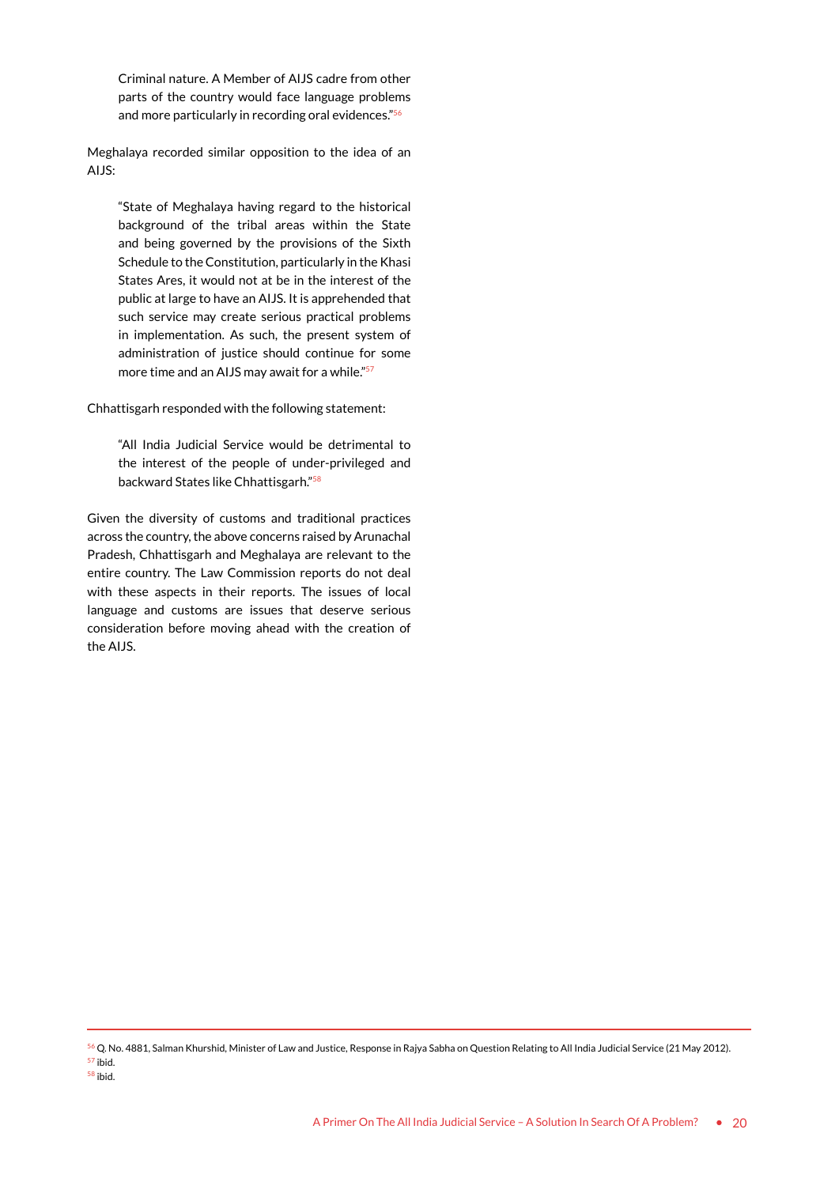> Criminal nature. A Member of AIJS cadre from other parts of the country would face language problems and more particularly in recording oral evidences."[56]

Meghalaya recorded similar opposition to the idea of an AIJS:

> "State of Meghalaya having regard to the historical background of the tribal areas within the State and being governed by the provisions of the Sixth Schedule to the Constitution, particularly in the Khasi States Ares, it would not at be in the interest of the public at large to have an AIJS. It is apprehended that such service may create serious practical problems in implementation. As such, the present system of administration of justice should continue for some more time and an AIJS may await for a while."[57]

Chhattisgarh responded with the following statement:

> "All India Judicial Service would be detrimental to the interest of the people of under-privileged and backward States like Chhattisgarh."[58]

Given the diversity of customs and traditional practices across the country, the above concerns raised by Arunachal Pradesh, Chhattisgarh and Meghalaya are relevant to the entire country. The Law Commission reports do not deal with these aspects in their reports. The issues of local language and customs are issues that deserve serious consideration before moving ahead with the creation of the AIJS.

---

[56] Q. No. 4881, Salman Khurshid, Minister of Law and Justice, Response in Rajya Sabha on Question Relating to All India Judicial Service (21 May 2012).

[57] ibid.

[58] ibid.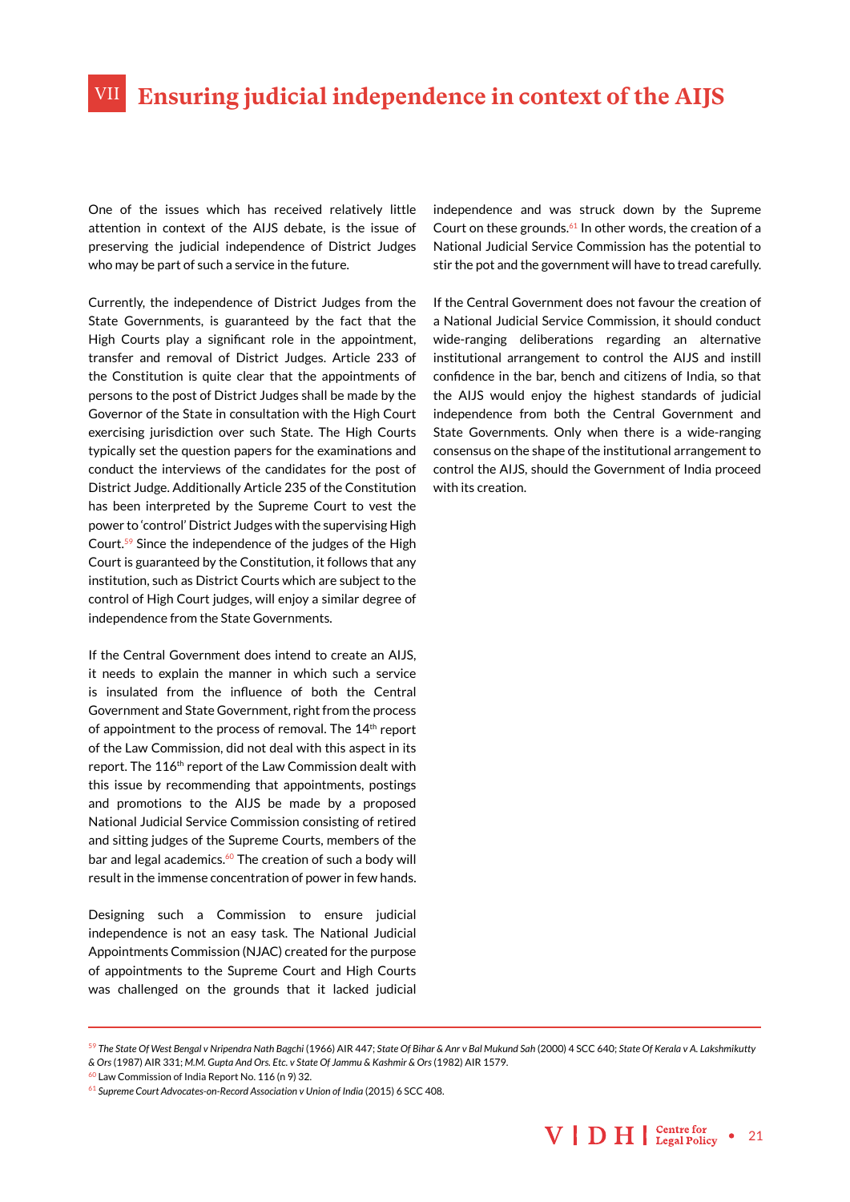# VII Ensuring judicial independence in context of the AIJS

One of the issues which has received relatively little attention in context of the AIJS debate, is the issue of preserving the judicial independence of District Judges who may be part of such a service in the future.

Currently, the independence of District Judges from the State Governments, is guaranteed by the fact that the High Courts play a significant role in the appointment, transfer and removal of District Judges. Article 233 of the Constitution is quite clear that the appointments of persons to the post of District Judges shall be made by the Governor of the State in consultation with the High Court exercising jurisdiction over such State. The High Courts typically set the question papers for the examinations and conduct the interviews of the candidates for the post of District Judge. Additionally Article 235 of the Constitution has been interpreted by the Supreme Court to vest the power to 'control' District Judges with the supervising High Court.[59] Since the independence of the judges of the High Court is guaranteed by the Constitution, it follows that any institution, such as District Courts which are subject to the control of High Court judges, will enjoy a similar degree of independence from the State Governments.

If the Central Government does intend to create an AIJS, it needs to explain the manner in which such a service is insulated from the influence of both the Central Government and State Government, right from the process of appointment to the process of removal. The 14th report of the Law Commission, did not deal with this aspect in its report. The 116th report of the Law Commission dealt with this issue by recommending that appointments, postings and promotions to the AIJS be made by a proposed National Judicial Service Commission consisting of retired and sitting judges of the Supreme Courts, members of the bar and legal academics.[60] The creation of such a body will result in the immense concentration of power in few hands.

Designing such a Commission to ensure judicial independence is not an easy task. The National Judicial Appointments Commission (NJAC) created for the purpose of appointments to the Supreme Court and High Courts was challenged on the grounds that it lacked judicial independence and was struck down by the Supreme Court on these grounds.[61] In other words, the creation of a National Judicial Service Commission has the potential to stir the pot and the government will have to tread carefully.

If the Central Government does not favour the creation of a National Judicial Service Commission, it should conduct wide-ranging deliberations regarding an alternative institutional arrangement to control the AIJS and instill confidence in the bar, bench and citizens of India, so that the AIJS would enjoy the highest standards of judicial independence from both the Central Government and State Governments. Only when there is a wide-ranging consensus on the shape of the institutional arrangement to control the AIJS, should the Government of India proceed with its creation.

---

[59] *The State Of West Bengal v Nripendra Nath Bagchi* (1966) AIR 447; *State Of Bihar & Anr v Bal Mukund Sah* (2000) 4 SCC 640; *State Of Kerala v A. Lakshmikutty & Ors* (1987) AIR 331; *M.M. Gupta And Ors. Etc. v State Of Jammu & Kashmir & Ors* (1982) AIR 1579.

[60] Law Commission of India Report No. 116 (n 9) 32.

[61] *Supreme Court Advocates-on-Record Association v Union of India* (2015) 6 SCC 408.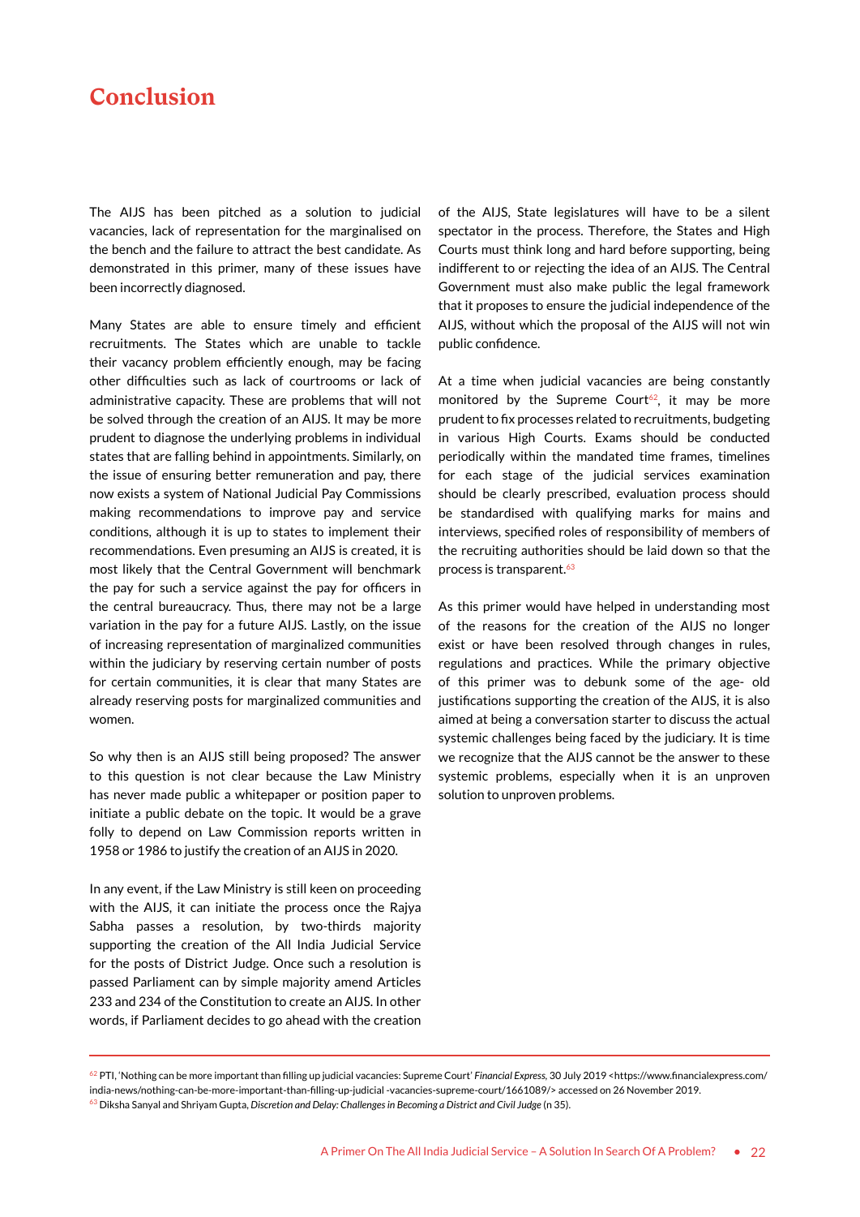# Conclusion

The AIJS has been pitched as a solution to judicial vacancies, lack of representation for the marginalised on the bench and the failure to attract the best candidate. As demonstrated in this primer, many of these issues have been incorrectly diagnosed.

Many States are able to ensure timely and efficient recruitments. The States which are unable to tackle their vacancy problem efficiently enough, may be facing other difficulties such as lack of courtrooms or lack of administrative capacity. These are problems that will not be solved through the creation of an AIJS. It may be more prudent to diagnose the underlying problems in individual states that are falling behind in appointments. Similarly, on the issue of ensuring better remuneration and pay, there now exists a system of National Judicial Pay Commissions making recommendations to improve pay and service conditions, although it is up to states to implement their recommendations. Even presuming an AIJS is created, it is most likely that the Central Government will benchmark the pay for such a service against the pay for officers in the central bureaucracy. Thus, there may not be a large variation in the pay for a future AIJS. Lastly, on the issue of increasing representation of marginalized communities within the judiciary by reserving certain number of posts for certain communities, it is clear that many States are already reserving posts for marginalized communities and women.

So why then is an AIJS still being proposed? The answer to this question is not clear because the Law Ministry has never made public a whitepaper or position paper to initiate a public debate on the topic. It would be a grave folly to depend on Law Commission reports written in 1958 or 1986 to justify the creation of an AIJS in 2020.

In any event, if the Law Ministry is still keen on proceeding with the AIJS, it can initiate the process once the Rajya Sabha passes a resolution, by two-thirds majority supporting the creation of the All India Judicial Service for the posts of District Judge. Once such a resolution is passed Parliament can by simple majority amend Articles 233 and 234 of the Constitution to create an AIJS. In other words, if Parliament decides to go ahead with the creation of the AIJS, State legislatures will have to be a silent spectator in the process. Therefore, the States and High Courts must think long and hard before supporting, being indifferent to or rejecting the idea of an AIJS. The Central Government must also make public the legal framework that it proposes to ensure the judicial independence of the AIJS, without which the proposal of the AIJS will not win public confidence.

At a time when judicial vacancies are being constantly monitored by the Supreme Court[62], it may be more prudent to fix processes related to recruitments, budgeting in various High Courts. Exams should be conducted periodically within the mandated time frames, timelines for each stage of the judicial services examination should be clearly prescribed, evaluation process should be standardised with qualifying marks for mains and interviews, specified roles of responsibility of members of the recruiting authorities should be laid down so that the process is transparent.[63]

As this primer would have helped in understanding most of the reasons for the creation of the AIJS no longer exist or have been resolved through changes in rules, regulations and practices. While the primary objective of this primer was to debunk some of the age- old justifications supporting the creation of the AIJS, it is also aimed at being a conversation starter to discuss the actual systemic challenges being faced by the judiciary. It is time we recognize that the AIJS cannot be the answer to these systemic problems, especially when it is an unproven solution to unproven problems.

---

[62] PTI, 'Nothing can be more important than filling up judicial vacancies: Supreme Court' *Financial Express*, 30 July 2019 <https://www.financialexpress.com/india-news/nothing-can-be-more-important-than-filling-up-judicial -vacancies-supreme-court/1661089/> accessed on 26 November 2019.

[63] Diksha Sanyal and Shriyam Gupta, *Discretion and Delay: Challenges in Becoming a District and Civil Judge* (n 35).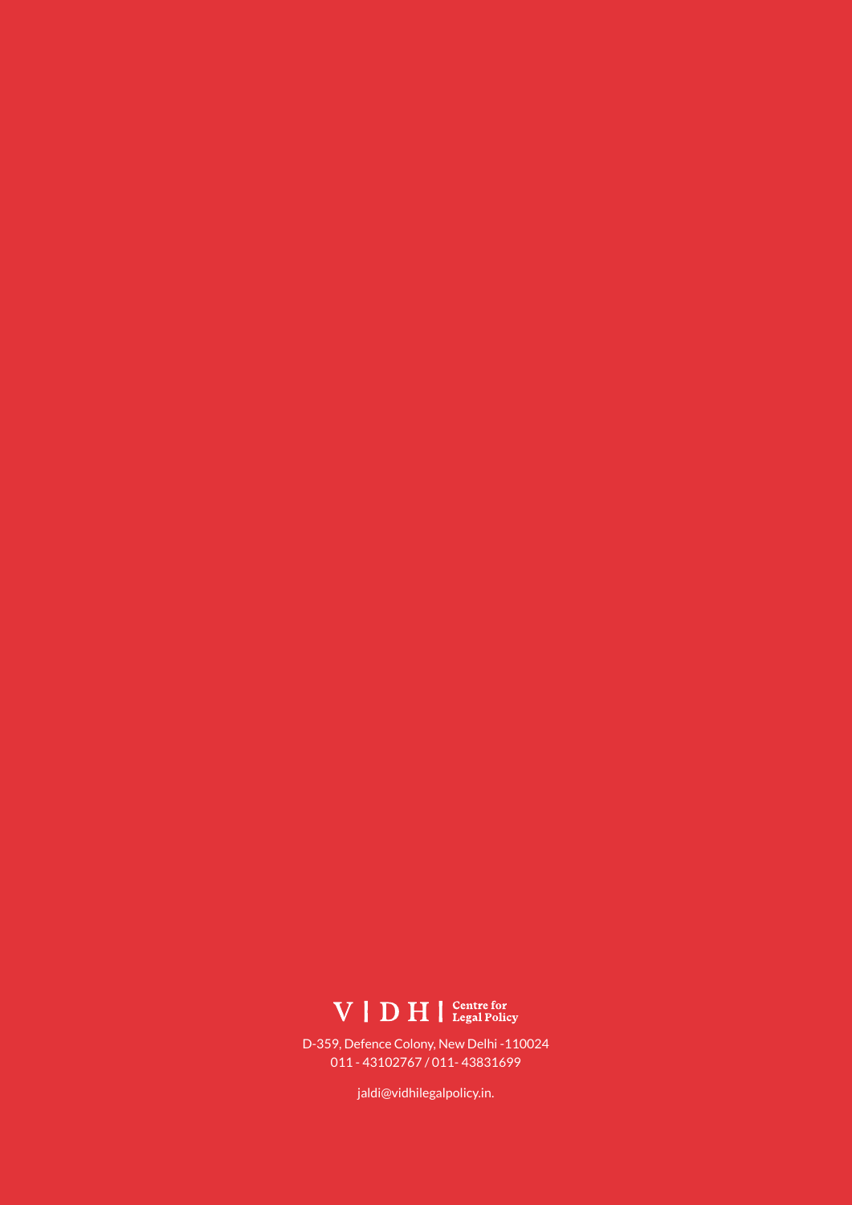V | D H | Centre for Legal Policy

D-359, Defence Colony, New Delhi -110024
011 - 43102767 / 011- 43831699

jaldi@vidhilegalpolicy.in.